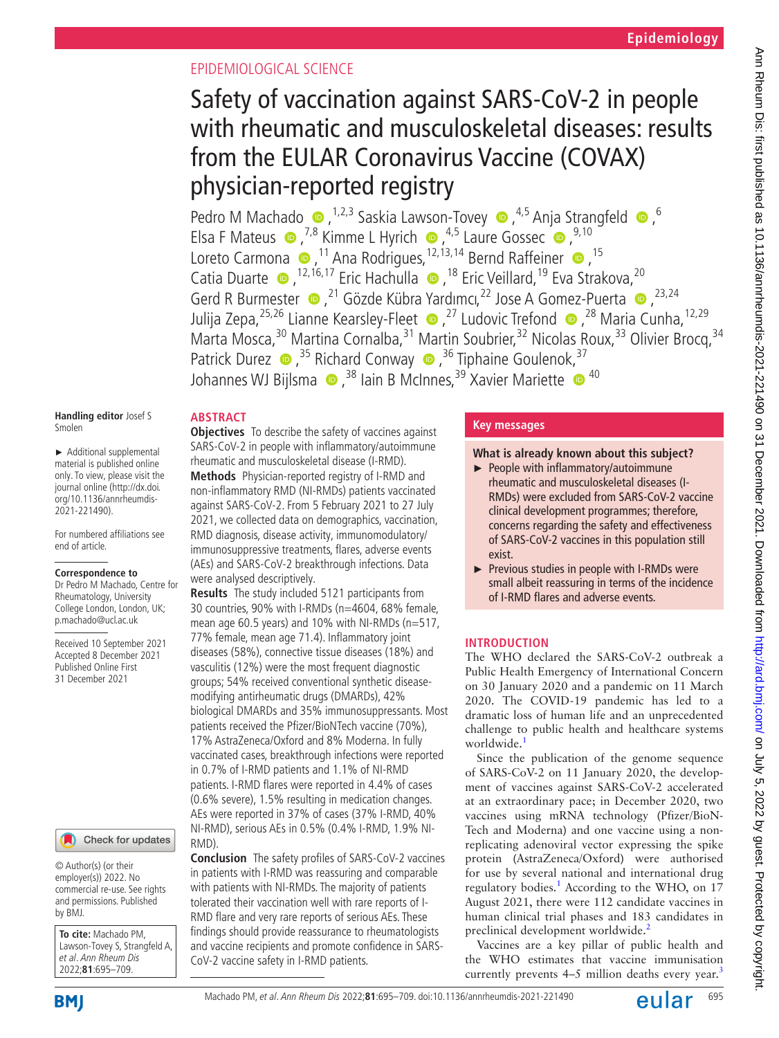EPIDEMIOLOGICAL SCIENCE

# Safety of vaccination against SARS-CoV-2 in people with rheumatic and musculoskeletal diseases: results from the EULAR Coronavirus Vaccine (COVAX) physician-reported registry

Pedro M Machado,[1,2,3] Saskia Lawson-Tovey,[4,5] Anja Strangfeld,[6] Elsa F Mateus,[7,8] Kimme L Hyrich,[4,5] Laure Gossec,[9,10] Loreto Carmona,[11] Ana Rodrigues,[12,13,14] Bernd Raffeiner,[15] Catia Duarte,[12,16,17] Eric Hachulla,[18] Eric Veillard,[19] Eva Strakova,[20] Gerd R Burmester,[21] Gözde Kübra Yardımcı,[22] Jose A Gomez-Puerta,[23,24] Julija Zepa,[25,26] Lianne Kearsley-Fleet,[27] Ludovic Trefond,[28] Maria Cunha,[12,29] Marta Mosca,[30] Martina Cornalba,[31] Martin Soubrier,[32] Nicolas Roux,[33] Olivier Brocq,[34] Patrick Durez,[35] Richard Conway,[36] Tiphaine Goulenok,[37] Johannes WJ Bijlsma,[38] Iain B McInnes,[39] Xavier Mariette[40]

Handling editor Josef S Smolen

► Additional supplemental material is published online only. To view, please visit the journal online (http://dx.doi.org/10.1136/annrheumdis-2021-221490).

For numbered affiliations see end of article.

**Correspondence to**
Dr Pedro M Machado, Centre for Rheumatology, University College London, London, UK; p.machado@ucl.ac.uk

Received 10 September 2021
Accepted 8 December 2021
Published Online First 31 December 2021

© Author(s) (or their employer(s)) 2022. No commercial re-use. See rights and permissions. Published by BMJ.

**To cite:** Machado PM, Lawson-Tovey S, Strangfeld A, et al. *Ann Rheum Dis* 2022;**81**:695–709.

## ABSTRACT

**Objectives** To describe the safety of vaccines against SARS-CoV-2 in people with inflammatory/autoimmune rheumatic and musculoskeletal disease (I-RMD).

**Methods** Physician-reported registry of I-RMD and non-inflammatory RMD (NI-RMDs) patients vaccinated against SARS-CoV-2. From 5 February 2021 to 27 July 2021, we collected data on demographics, vaccination, RMD diagnosis, disease activity, immunomodulatory/immunosuppressive treatments, flares, adverse events (AEs) and SARS-CoV-2 breakthrough infections. Data were analysed descriptively.

**Results** The study included 5121 participants from 30 countries, 90% with I-RMDs (n=4604, 68% female, mean age 60.5 years) and 10% with NI-RMDs (n=517, 77% female, mean age 71.4). Inflammatory joint diseases (58%), connective tissue diseases (18%) and vasculitis (12%) were the most frequent diagnostic groups; 54% received conventional synthetic disease-modifying antirheumatic drugs (DMARDs), 42% biological DMARDs and 35% immunosuppressants. Most patients received the Pfizer/BioNTech vaccine (70%), 17% AstraZeneca/Oxford and 8% Moderna. In fully vaccinated cases, breakthrough infections were reported in 0.7% of I-RMD patients and 1.1% of NI-RMD patients. I-RMD flares were reported in 4.4% of cases (0.6% severe), 1.5% resulting in medication changes. AEs were reported in 37% of cases (37% I-RMD, 40% NI-RMD), serious AEs in 0.5% (0.4% I-RMD, 1.9% NI-RMD).

**Conclusion** The safety profiles of SARS-CoV-2 vaccines in patients with I-RMD was reassuring and comparable with patients with NI-RMDs. The majority of patients tolerated their vaccination well with rare reports of I-RMD flare and very rare reports of serious AEs. These findings should provide reassurance to rheumatologists and vaccine recipients and promote confidence in SARS-CoV-2 vaccine safety in I-RMD patients.

## Key messages

**What is already known about this subject?**

- ► People with inflammatory/autoimmune rheumatic and musculoskeletal diseases (I-RMDs) were excluded from SARS-CoV-2 vaccine clinical development programmes; therefore, concerns regarding the safety and effectiveness of SARS-CoV-2 vaccines in this population still exist.
- ► Previous studies in people with I-RMDs were small albeit reassuring in terms of the incidence of I-RMD flares and adverse events.

## INTRODUCTION

The WHO declared the SARS-CoV-2 outbreak a Public Health Emergency of International Concern on 30 January 2020 and a pandemic on 11 March 2020. The COVID-19 pandemic has led to a dramatic loss of human life and an unprecedented challenge to public health and healthcare systems worldwide.[1]

Since the publication of the genome sequence of SARS-CoV-2 on 11 January 2020, the development of vaccines against SARS-CoV-2 accelerated at an extraordinary pace; in December 2020, two vaccines using mRNA technology (Pfizer/BioNTech and Moderna) and one vaccine using a non-replicating adenoviral vector expressing the spike protein (AstraZeneca/Oxford) were authorised for use by several national and international drug regulatory bodies.[1] According to the WHO, on 17 August 2021, there were 112 candidate vaccines in human clinical trial phases and 183 candidates in preclinical development worldwide.[2]

Vaccines are a key pillar of public health and the WHO estimates that vaccine immunisation currently prevents 4–5 million deaths every year.[3]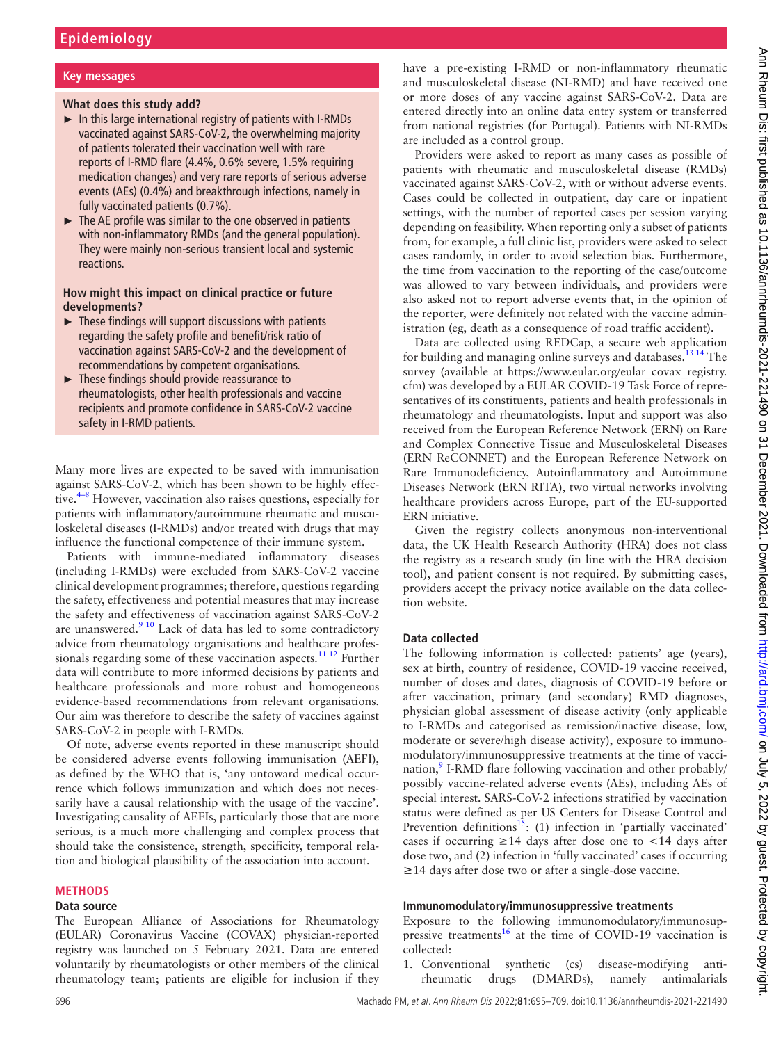## Key messages

### What does this study add?

- In this large international registry of patients with I-RMDs vaccinated against SARS-CoV-2, the overwhelming majority of patients tolerated their vaccination well with rare reports of I-RMD flare (4.4%, 0.6% severe, 1.5% requiring medication changes) and very rare reports of serious adverse events (AEs) (0.4%) and breakthrough infections, namely in fully vaccinated patients (0.7%).
- The AE profile was similar to the one observed in patients with non-inflammatory RMDs (and the general population). They were mainly non-serious transient local and systemic reactions.

### How might this impact on clinical practice or future developments?

- These findings will support discussions with patients regarding the safety profile and benefit/risk ratio of vaccination against SARS-CoV-2 and the development of recommendations by competent organisations.
- These findings should provide reassurance to rheumatologists, other health professionals and vaccine recipients and promote confidence in SARS-CoV-2 vaccine safety in I-RMD patients.

Many more lives are expected to be saved with immunisation against SARS-CoV-2, which has been shown to be highly effective.[4–8] However, vaccination also raises questions, especially for patients with inflammatory/autoimmune rheumatic and musculoskeletal diseases (I-RMDs) and/or treated with drugs that may influence the functional competence of their immune system.

Patients with immune-mediated inflammatory diseases (including I-RMDs) were excluded from SARS-CoV-2 vaccine clinical development programmes; therefore, questions regarding the safety, effectiveness and potential measures that may increase the safety and effectiveness of vaccination against SARS-CoV-2 are unanswered.[9 10] Lack of data has led to some contradictory advice from rheumatology organisations and healthcare professionals regarding some of these vaccination aspects.[11 12] Further data will contribute to more informed decisions by patients and healthcare professionals and more robust and homogeneous evidence-based recommendations from relevant organisations. Our aim was therefore to describe the safety of vaccines against SARS-CoV-2 in people with I-RMDs.

Of note, adverse events reported in these manuscript should be considered adverse events following immunisation (AEFI), as defined by the WHO that is, 'any untoward medical occurrence which follows immunization and which does not necessarily have a causal relationship with the usage of the vaccine'. Investigating causality of AEFIs, particularly those that are more serious, is a much more challenging and complex process that should take the consistence, strength, specificity, temporal relation and biological plausibility of the association into account.

## METHODS

### Data source

The European Alliance of Associations for Rheumatology (EULAR) Coronavirus Vaccine (COVAX) physician-reported registry was launched on 5 February 2021. Data are entered voluntarily by rheumatologists or other members of the clinical rheumatology team; patients are eligible for inclusion if they have a pre-existing I-RMD or non-inflammatory rheumatic and musculoskeletal disease (NI-RMD) and have received one or more doses of any vaccine against SARS-CoV-2. Data are entered directly into an online data entry system or transferred from national registries (for Portugal). Patients with NI-RMDs are included as a control group.

Providers were asked to report as many cases as possible of patients with rheumatic and musculoskeletal disease (RMDs) vaccinated against SARS-CoV-2, with or without adverse events. Cases could be collected in outpatient, day care or inpatient settings, with the number of reported cases per session varying depending on feasibility. When reporting only a subset of patients from, for example, a full clinic list, providers were asked to select cases randomly, in order to avoid selection bias. Furthermore, the time from vaccination to the reporting of the case/outcome was allowed to vary between individuals, and providers were also asked not to report adverse events that, in the opinion of the reporter, were definitely not related with the vaccine administration (eg, death as a consequence of road traffic accident).

Data are collected using REDCap, a secure web application for building and managing online surveys and databases.[13 14] The survey (available at https://www.eular.org/eular_covax_registry.cfm) was developed by a EULAR COVID-19 Task Force of representatives of its constituents, patients and health professionals in rheumatology and rheumatologists. Input and support was also received from the European Reference Network (ERN) on Rare and Complex Connective Tissue and Musculoskeletal Diseases (ERN ReCONNET) and the European Reference Network on Rare Immunodeficiency, Autoinflammatory and Autoimmune Diseases Network (ERN RITA), two virtual networks involving healthcare providers across Europe, part of the EU-supported ERN initiative.

Given the registry collects anonymous non-interventional data, the UK Health Research Authority (HRA) does not class the registry as a research study (in line with the HRA decision tool), and patient consent is not required. By submitting cases, providers accept the privacy notice available on the data collection website.

### Data collected

The following information is collected: patients' age (years), sex at birth, country of residence, COVID-19 vaccine received, number of doses and dates, diagnosis of COVID-19 before or after vaccination, primary (and secondary) RMD diagnoses, physician global assessment of disease activity (only applicable to I-RMDs and categorised as remission/inactive disease, low, moderate or severe/high disease activity), exposure to immunomodulatory/immunosuppressive treatments at the time of vaccination,[9] I-RMD flare following vaccination and other probably/possibly vaccine-related adverse events (AEs), including AEs of special interest. SARS-CoV-2 infections stratified by vaccination status were defined as per US Centers for Disease Control and Prevention definitions[15]: (1) infection in 'partially vaccinated' cases if occurring ≥14 days after dose one to <14 days after dose two, and (2) infection in 'fully vaccinated' cases if occurring ≥14 days after dose two or after a single-dose vaccine.

### Immunomodulatory/immunosuppressive treatments

Exposure to the following immunomodulatory/immunosuppressive treatments[16] at the time of COVID-19 vaccination is collected:

1. Conventional synthetic (cs) disease-modifying antirheumatic drugs (DMARDs), namely antimalarials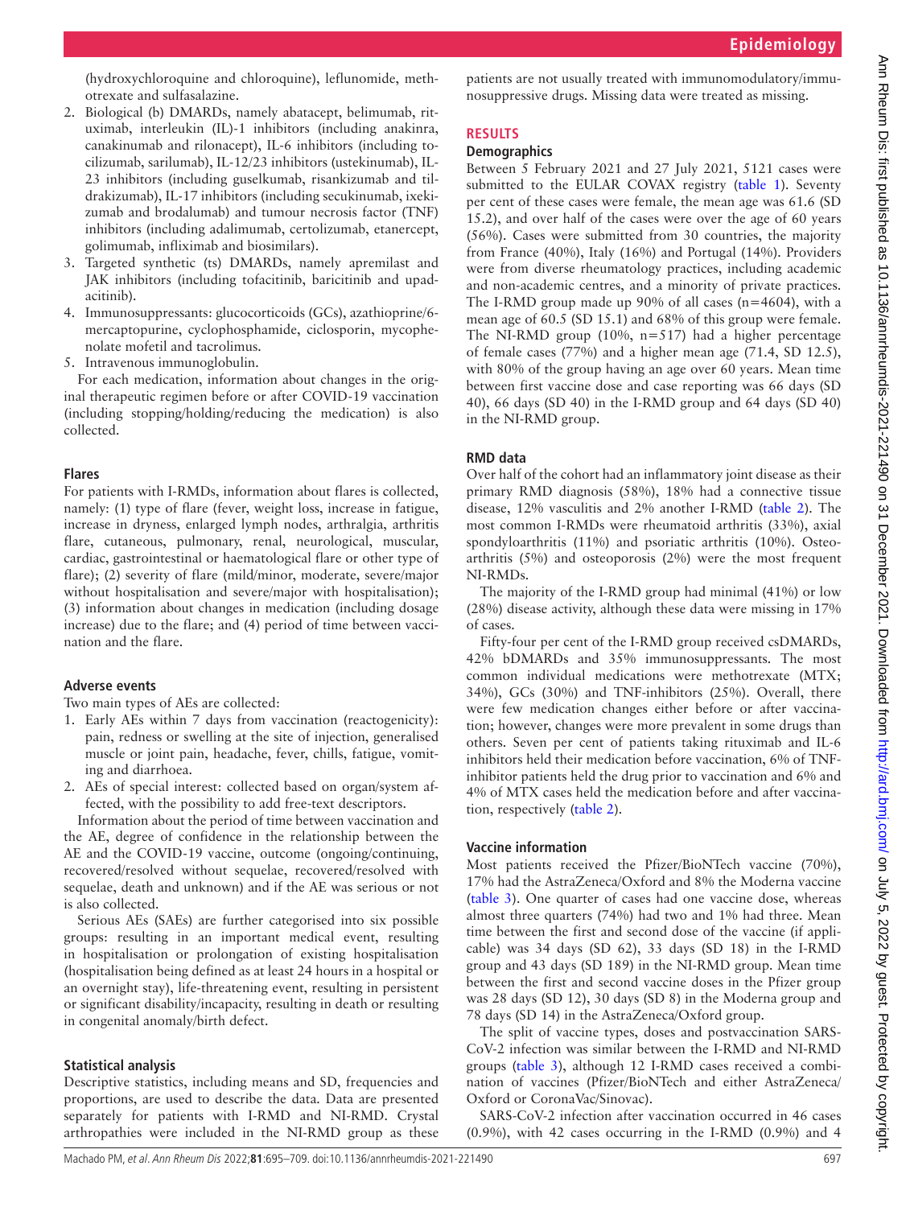(hydroxychloroquine and chloroquine), leflunomide, methotrexate and sulfasalazine.

2. Biological (b) DMARDs, namely abatacept, belimumab, rituximab, interleukin (IL)-1 inhibitors (including anakinra, canakinumab and rilonacept), IL-6 inhibitors (including tocilizumab, sarilumab), IL-12/23 inhibitors (ustekinumab), IL-23 inhibitors (including guselkumab, risankizumab and tildrakizumab), IL-17 inhibitors (including secukinumab, ixekizumab and brodalumab) and tumour necrosis factor (TNF) inhibitors (including adalimumab, certolizumab, etanercept, golimumab, infliximab and biosimilars).
3. Targeted synthetic (ts) DMARDs, namely apremilast and JAK inhibitors (including tofacitinib, baricitinib and upadacitinib).
4. Immunosuppressants: glucocorticoids (GCs), azathioprine/6-mercaptopurine, cyclophosphamide, ciclosporin, mycophenolate mofetil and tacrolimus.
5. Intravenous immunoglobulin.

For each medication, information about changes in the original therapeutic regimen before or after COVID-19 vaccination (including stopping/holding/reducing the medication) is also collected.

### Flares

For patients with I-RMDs, information about flares is collected, namely: (1) type of flare (fever, weight loss, increase in fatigue, increase in dryness, enlarged lymph nodes, arthralgia, arthritis flare, cutaneous, pulmonary, renal, neurological, muscular, cardiac, gastrointestinal or haematological flare or other type of flare); (2) severity of flare (mild/minor, moderate, severe/major without hospitalisation and severe/major with hospitalisation); (3) information about changes in medication (including dosage increase) due to the flare; and (4) period of time between vaccination and the flare.

### Adverse events

Two main types of AEs are collected:

1. Early AEs within 7 days from vaccination (reactogenicity): pain, redness or swelling at the site of injection, generalised muscle or joint pain, headache, fever, chills, fatigue, vomiting and diarrhoea.
2. AEs of special interest: collected based on organ/system affected, with the possibility to add free-text descriptors.

Information about the period of time between vaccination and the AE, degree of confidence in the relationship between the AE and the COVID-19 vaccine, outcome (ongoing/continuing, recovered/resolved without sequelae, recovered/resolved with sequelae, death and unknown) and if the AE was serious or not is also collected.

Serious AEs (SAEs) are further categorised into six possible groups: resulting in an important medical event, resulting in hospitalisation or prolongation of existing hospitalisation (hospitalisation being defined as at least 24 hours in a hospital or an overnight stay), life-threatening event, resulting in persistent or significant disability/incapacity, resulting in death or resulting in congenital anomaly/birth defect.

### Statistical analysis

Descriptive statistics, including means and SD, frequencies and proportions, are used to describe the data. Data are presented separately for patients with I-RMD and NI-RMD. Crystal arthropathies were included in the NI-RMD group as these patients are not usually treated with immunomodulatory/immunosuppressive drugs. Missing data were treated as missing.

## RESULTS

### Demographics

Between 5 February 2021 and 27 July 2021, 5121 cases were submitted to the EULAR COVAX registry (table 1). Seventy per cent of these cases were female, the mean age was 61.6 (SD 15.2), and over half of the cases were over the age of 60 years (56%). Cases were submitted from 30 countries, the majority from France (40%), Italy (16%) and Portugal (14%). Providers were from diverse rheumatology practices, including academic and non-academic centres, and a minority of private practices. The I-RMD group made up 90% of all cases (n=4604), with a mean age of 60.5 (SD 15.1) and 68% of this group were female. The NI-RMD group (10%, n=517) had a higher percentage of female cases (77%) and a higher mean age (71.4, SD 12.5), with 80% of the group having an age over 60 years. Mean time between first vaccine dose and case reporting was 66 days (SD 40), 66 days (SD 40) in the I-RMD group and 64 days (SD 40) in the NI-RMD group.

### RMD data

Over half of the cohort had an inflammatory joint disease as their primary RMD diagnosis (58%), 18% had a connective tissue disease, 12% vasculitis and 2% another I-RMD (table 2). The most common I-RMDs were rheumatoid arthritis (33%), axial spondyloarthritis (11%) and psoriatic arthritis (10%). Osteoarthritis (5%) and osteoporosis (2%) were the most frequent NI-RMDs.

The majority of the I-RMD group had minimal (41%) or low (28%) disease activity, although these data were missing in 17% of cases.

Fifty-four per cent of the I-RMD group received csDMARDs, 42% bDMARDs and 35% immunosuppressants. The most common individual medications were methotrexate (MTX; 34%), GCs (30%) and TNF-inhibitors (25%). Overall, there were few medication changes either before or after vaccination; however, changes were more prevalent in some drugs than others. Seven per cent of patients taking rituximab and IL-6 inhibitors held their medication before vaccination, 6% of TNF-inhibitor patients held the drug prior to vaccination and 6% and 4% of MTX cases held the medication before and after vaccination, respectively (table 2).

### Vaccine information

Most patients received the Pfizer/BioNTech vaccine (70%), 17% had the AstraZeneca/Oxford and 8% the Moderna vaccine (table 3). One quarter of cases had one vaccine dose, whereas almost three quarters (74%) had two and 1% had three. Mean time between the first and second dose of the vaccine (if applicable) was 34 days (SD 62), 33 days (SD 18) in the I-RMD group and 43 days (SD 189) in the NI-RMD group. Mean time between the first and second vaccine doses in the Pfizer group was 28 days (SD 12), 30 days (SD 8) in the Moderna group and 78 days (SD 14) in the AstraZeneca/Oxford group.

The split of vaccine types, doses and postvaccination SARS-CoV-2 infection was similar between the I-RMD and NI-RMD groups (table 3), although 12 I-RMD cases received a combination of vaccines (Pfizer/BioNTech and either AstraZeneca/Oxford or CoronaVac/Sinovac).

SARS-CoV-2 infection after vaccination occurred in 46 cases (0.9%), with 42 cases occurring in the I-RMD (0.9%) and 4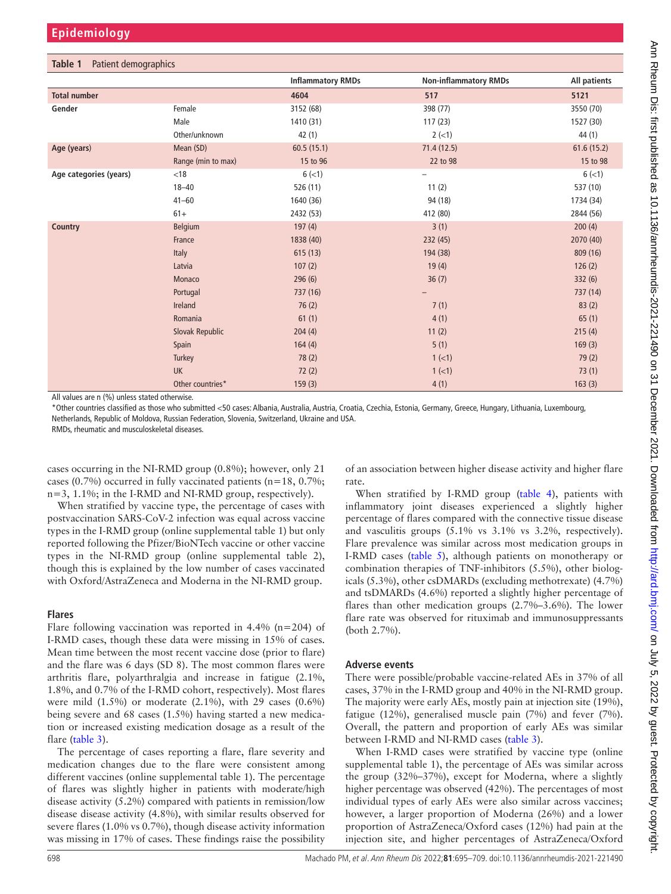**Table 1** Patient demographics

| | | Inflammatory RMDs | Non-inflammatory RMDs | All patients |
|---|---|---|---|---|
| **Total number** | | **4604** | **517** | **5121** |
| **Gender** | Female | 3152 (68) | 398 (77) | 3550 (70) |
| | Male | 1410 (31) | 117 (23) | 1527 (30) |
| | Other/unknown | 42 (1) | 2 (<1) | 44 (1) |
| **Age (years)** | Mean (SD) | 60.5 (15.1) | 71.4 (12.5) | 61.6 (15.2) |
| | Range (min to max) | 15 to 96 | 22 to 98 | 15 to 98 |
| **Age categories (years)** | <18 | 6 (<1) | – | 6 (<1) |
| | 18–40 | 526 (11) | 11 (2) | 537 (10) |
| | 41–60 | 1640 (36) | 94 (18) | 1734 (34) |
| | 61+ | 2432 (53) | 412 (80) | 2844 (56) |
| **Country** | Belgium | 197 (4) | 3 (1) | 200 (4) |
| | France | 1838 (40) | 232 (45) | 2070 (40) |
| | Italy | 615 (13) | 194 (38) | 809 (16) |
| | Latvia | 107 (2) | 19 (4) | 126 (2) |
| | Monaco | 296 (6) | 36 (7) | 332 (6) |
| | Portugal | 737 (16) | – | 737 (14) |
| | Ireland | 76 (2) | 7 (1) | 83 (2) |
| | Romania | 61 (1) | 4 (1) | 65 (1) |
| | Slovak Republic | 204 (4) | 11 (2) | 215 (4) |
| | Spain | 164 (4) | 5 (1) | 169 (3) |
| | Turkey | 78 (2) | 1 (<1) | 79 (2) |
| | UK | 72 (2) | 1 (<1) | 73 (1) |
| | Other countries* | 159 (3) | 4 (1) | 163 (3) |

All values are n (%) unless stated otherwise.
*Other countries classified as those who submitted <50 cases: Albania, Australia, Austria, Croatia, Czechia, Estonia, Germany, Greece, Hungary, Lithuania, Luxembourg, Netherlands, Republic of Moldova, Russian Federation, Slovenia, Switzerland, Ukraine and USA.
RMDs, rheumatic and musculoskeletal diseases.

cases occurring in the NI-RMD group (0.8%); however, only 21 cases (0.7%) occurred in fully vaccinated patients (n=18, 0.7%; n=3, 1.1%; in the I-RMD and NI-RMD group, respectively).

When stratified by vaccine type, the percentage of cases with postvaccination SARS-CoV-2 infection was equal across vaccine types in the I-RMD group (online supplemental table 1) but only reported following the Pfizer/BioNTech vaccine or other vaccine types in the NI-RMD group (online supplemental table 2), though this is explained by the low number of cases vaccinated with Oxford/AstraZeneca and Moderna in the NI-RMD group.

### Flares

Flare following vaccination was reported in 4.4% (n=204) of I-RMD cases, though these data were missing in 15% of cases. Mean time between the most recent vaccine dose (prior to flare) and the flare was 6 days (SD 8). The most common flares were arthritis flare, polyarthralgia and increase in fatigue (2.1%, 1.8%, and 0.7% of the I-RMD cohort, respectively). Most flares were mild (1.5%) or moderate (2.1%), with 29 cases (0.6%) being severe and 68 cases (1.5%) having started a new medication or increased existing medication dosage as a result of the flare (table 3).

The percentage of cases reporting a flare, flare severity and medication changes due to the flare were consistent among different vaccines (online supplemental table 1). The percentage of flares was slightly higher in patients with moderate/high disease activity (5.2%) compared with patients in remission/low disease disease activity (4.8%), with similar results observed for severe flares (1.0% vs 0.7%), though disease activity information was missing in 17% of cases. These findings raise the possibility of an association between higher disease activity and higher flare rate.

When stratified by I-RMD group (table 4), patients with inflammatory joint diseases experienced a slightly higher percentage of flares compared with the connective tissue disease and vasculitis groups (5.1% vs 3.1% vs 3.2%, respectively). Flare prevalence was similar across most medication groups in I-RMD cases (table 5), although patients on monotherapy or combination therapies of TNF-inhibitors (5.5%), other biologicals (5.3%), other csDMARDs (excluding methotrexate) (4.7%) and tsDMARDs (4.6%) reported a slightly higher percentage of flares than other medication groups (2.7%–3.6%). The lower flare rate was observed for rituximab and immunosuppressants (both 2.7%).

### Adverse events

There were possible/probable vaccine-related AEs in 37% of all cases, 37% in the I-RMD group and 40% in the NI-RMD group. The majority were early AEs, mostly pain at injection site (19%), fatigue (12%), generalised muscle pain (7%) and fever (7%). Overall, the pattern and proportion of early AEs was similar between I-RMD and NI-RMD cases (table 3).

When I-RMD cases were stratified by vaccine type (online supplemental table 1), the percentage of AEs was similar across the group (32%–37%), except for Moderna, where a slightly higher percentage was observed (42%). The percentages of most individual types of early AEs were also similar across vaccines; however, a larger proportion of Moderna (26%) and a lower proportion of AstraZeneca/Oxford cases (12%) had pain at the injection site, and higher percentages of AstraZeneca/Oxford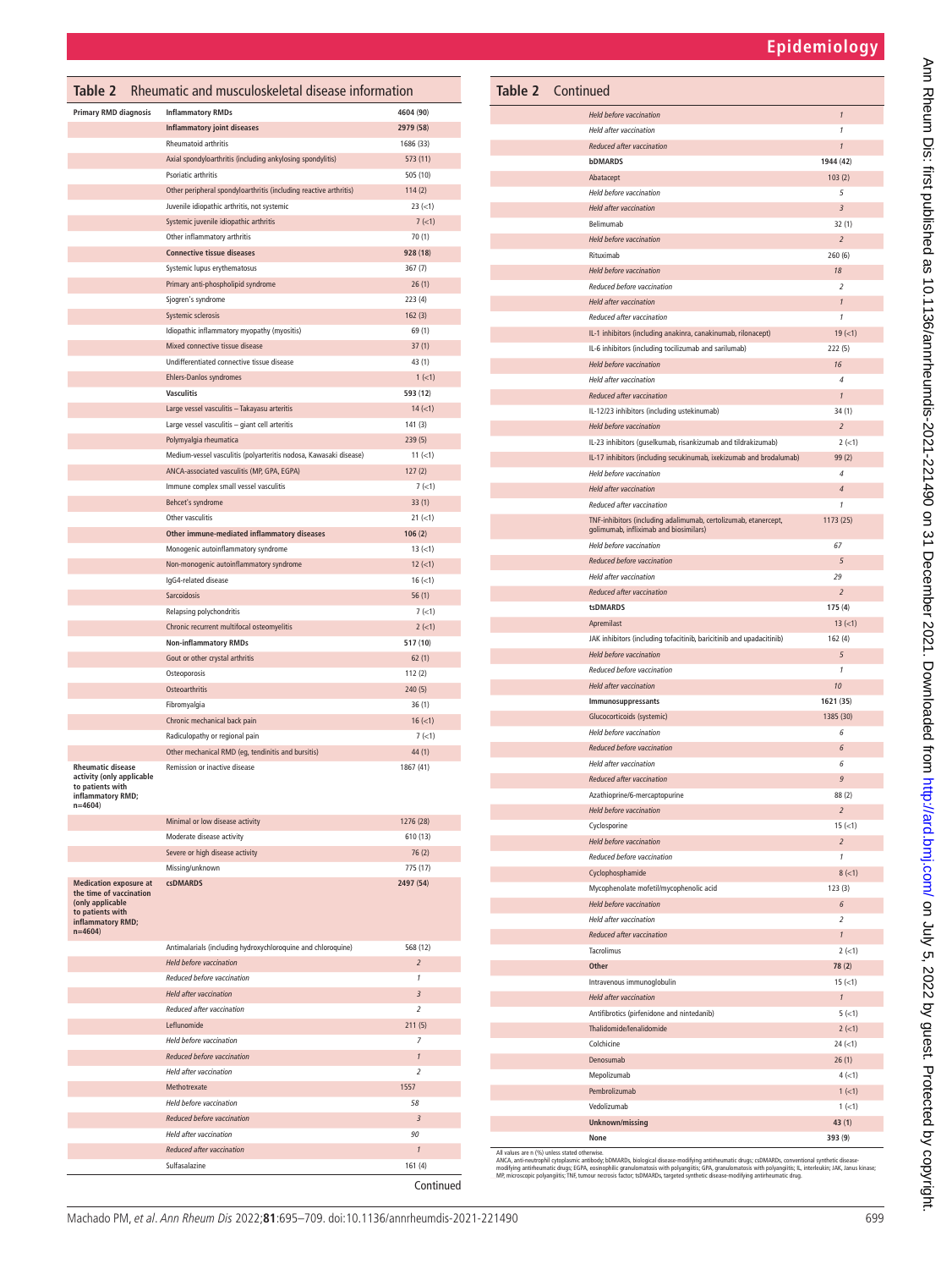**Table 2** Rheumatic and musculoskeletal disease information

| | | |
|---|---|---|
| **Primary RMD diagnosis** | **Inflammatory RMDs** | **4604 (90)** |
| | **Inflammatory joint diseases** | **2979 (58)** |
| | Rheumatoid arthritis | 1686 (33) |
| | Axial spondyloarthritis (including ankylosing spondylitis) | 573 (11) |
| | Psoriatic arthritis | 505 (10) |
| | Other peripheral spondyloarthritis (including reactive arthritis) | 114 (2) |
| | Juvenile idiopathic arthritis, not systemic | 23 (<1) |
| | Systemic juvenile idiopathic arthritis | 7 (<1) |
| | Other inflammatory arthritis | 70 (1) |
| | **Connective tissue diseases** | **928 (18)** |
| | Systemic lupus erythematosus | 367 (7) |
| | Primary anti-phospholipid syndrome | 26 (1) |
| | Sjogren's syndrome | 223 (4) |
| | Systemic sclerosis | 162 (3) |
| | Idiopathic inflammatory myopathy (myositis) | 69 (1) |
| | Mixed connective tissue disease | 37 (1) |
| | Undifferentiated connective tissue disease | 43 (1) |
| | Ehlers-Danlos syndromes | 1 (<1) |
| | **Vasculitis** | **593 (12)** |
| | Large vessel vasculitis – Takayasu arteritis | 14 (<1) |
| | Large vessel vasculitis – giant cell arteritis | 141 (3) |
| | Polymyalgia rheumatica | 239 (5) |
| | Medium-vessel vasculitis (polyarteritis nodosa, Kawasaki disease) | 11 (<1) |
| | ANCA-associated vasculitis (MP, GPA, EGPA) | 127 (2) |
| | Immune complex small vessel vasculitis | 7 (<1) |
| | Behcet's syndrome | 33 (1) |
| | Other vasculitis | 21 (<1) |
| | **Other immune-mediated inflammatory diseases** | **106 (2)** |
| | Monogenic autoinflammatory syndrome | 13 (<1) |
| | Non-monogenic autoinflammatory syndrome | 12 (<1) |
| | IgG4-related disease | 16 (<1) |
| | Sarcoidosis | 56 (1) |
| | Relapsing polychondritis | 7 (<1) |
| | Chronic recurrent multifocal osteomyelitis | 2 (<1) |
| | **Non-inflammatory RMDs** | **517 (10)** |
| | Gout or other crystal arthritis | 62 (1) |
| | Osteoporosis | 112 (2) |
| | Osteoarthritis | 240 (5) |
| | Fibromyalgia | 36 (1) |
| | Chronic mechanical back pain | 16 (<1) |
| | Radiculopathy or regional pain | 7 (<1) |
| | Other mechanical RMD (eg, tendinitis and bursitis) | 44 (1) |
| **Rheumatic disease activity (only applicable to patients with inflammatory RMD; n=4604)** | Remission or inactive disease | 1867 (41) |
| | Minimal or low disease activity | 1276 (28) |
| | Moderate disease activity | 610 (13) |
| | Severe or high disease activity | 76 (2) |
| | Missing/unknown | 775 (17) |
| **Medication exposure at the time of vaccination (only applicable to patients with inflammatory RMD; n=4604)** | **csDMARDS** | **2497 (54)** |
| | Antimalarials (including hydroxychloroquine and chloroquine) | 568 (12) |
| | *Held before vaccination* | *2* |
| | *Reduced before vaccination* | *1* |
| | *Held after vaccination* | *3* |
| | *Reduced after vaccination* | *2* |
| | Leflunomide | 211 (5) |
| | *Held before vaccination* | *7* |
| | *Reduced before vaccination* | *1* |
| | *Held after vaccination* | *2* |
| | Methotrexate | 1557 |
| | *Held before vaccination* | *58* |
| | *Reduced before vaccination* | *3* |
| | *Held after vaccination* | *90* |
| | *Reduced after vaccination* | *1* |
| | Sulfasalazine | 161 (4) |
| | *Held before vaccination* | *1* |
| | *Held after vaccination* | *1* |
| | *Reduced after vaccination* | *1* |
| | **bDMARDS** | **1944 (42)** |
| | Abatacept | 103 (2) |
| | *Held before vaccination* | *5* |
| | *Held after vaccination* | *3* |
| | Belimumab | 32 (1) |
| | *Held before vaccination* | *2* |
| | Rituximab | 260 (6) |
| | *Held before vaccination* | *18* |
| | *Reduced before vaccination* | *2* |
| | *Held after vaccination* | *1* |
| | *Reduced after vaccination* | *1* |
| | IL-1 inhibitors (including anakinra, canakinumab, rilonacept) | 19 (<1) |
| | IL-6 inhibitors (including tocilizumab and sarilumab) | 222 (5) |
| | *Held before vaccination* | *16* |
| | *Held after vaccination* | *4* |
| | *Reduced after vaccination* | *1* |
| | IL-12/23 inhibitors (including ustekinumab) | 34 (1) |
| | *Held before vaccination* | *2* |
| | IL-23 inhibitors (guselkumab, risankizumab and tildrakizumab) | 2 (<1) |
| | IL-17 inhibitors (including secukinumab, ixekizumab and brodalumab) | 99 (2) |
| | *Held before vaccination* | *4* |
| | *Held after vaccination* | *4* |
| | *Reduced after vaccination* | *1* |
| | TNF-inhibitors (including adalimumab, certolizumab, etanercept, golimumab, infliximab and biosimilars) | 1173 (25) |
| | *Held before vaccination* | *67* |
| | *Reduced before vaccination* | *5* |
| | *Held after vaccination* | *29* |
| | *Reduced after vaccination* | *2* |
| | **tsDMARDS** | **175 (4)** |
| | Apremilast | 13 (<1) |
| | JAK inhibitors (including tofacitinib, baricitinib and upadacitinib) | 162 (4) |
| | *Held before vaccination* | *5* |
| | *Reduced before vaccination* | *1* |
| | *Held after vaccination* | *10* |
| | **Immunosuppressants** | **1621 (35)** |
| | Glucocorticoids (systemic) | 1385 (30) |
| | *Held before vaccination* | *6* |
| | *Reduced before vaccination* | *6* |
| | *Held after vaccination* | *6* |
| | *Reduced after vaccination* | *9* |
| | Azathioprine/6-mercaptopurine | 88 (2) |
| | *Held before vaccination* | *2* |
| | Cyclosporine | 15 (<1) |
| | *Held before vaccination* | *2* |
| | *Reduced before vaccination* | *1* |
| | Cyclophosphamide | 8 (<1) |
| | Mycophenolate mofetil/mycophenolic acid | 123 (3) |
| | *Held before vaccination* | *6* |
| | *Held after vaccination* | *2* |
| | *Reduced after vaccination* | *1* |
| | Tacrolimus | 2 (<1) |
| | **Other** | **78 (2)** |
| | Intravenous immunoglobulin | 15 (<1) |
| | *Held after vaccination* | *1* |
| | Antifibrotics (pirfenidone and nintedanib) | 5 (<1) |
| | Thalidomide/lenalidomide | 2 (<1) |
| | Colchicine | 24 (<1) |
| | Denosumab | 26 (1) |
| | Mepolizumab | 4 (<1) |
| | Pembrolizumab | 1 (<1) |
| | Vedolizumab | 1 (<1) |
| | **Unknown/missing** | **43 (1)** |
| | **None** | **393 (9)** |

All values are n (%) unless stated otherwise.
ANCA, anti-neutrophil cytoplasmic antibody; bDMARDs, biological disease-modifying antirheumatic drugs; csDMARDs, conventional synthetic disease-modifying antirheumatic drugs; EGPA, eosinophilic granulomatosis with polyangiitis; GPA, granulomatosis with polyangiitis; IL, interleukin; JAK, Janus kinase; MP, microscopic polyangiitis; TNF, tumour necrosis factor; tsDMARDs, targeted synthetic disease-modifying antirheumatic drug.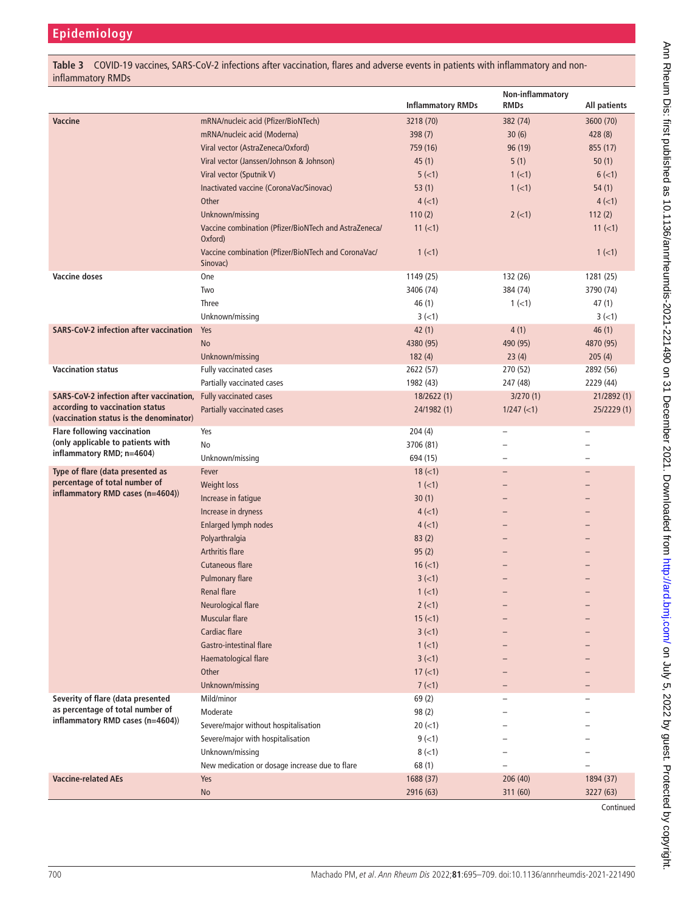**Table 3** COVID-19 vaccines, SARS-CoV-2 infections after vaccination, flares and adverse events in patients with inflammatory and non-inflammatory RMDs

| | | Inflammatory RMDs | Non-inflammatory RMDs | All patients |
|---|---|---|---|---|
| **Vaccine** | mRNA/nucleic acid (Pfizer/BioNTech) | 3218 (70) | 382 (74) | 3600 (70) |
| | mRNA/nucleic acid (Moderna) | 398 (7) | 30 (6) | 428 (8) |
| | Viral vector (AstraZeneca/Oxford) | 759 (16) | 96 (19) | 855 (17) |
| | Viral vector (Janssen/Johnson & Johnson) | 45 (1) | 5 (1) | 50 (1) |
| | Viral vector (Sputnik V) | 5 (<1) | 1 (<1) | 6 (<1) |
| | Inactivated vaccine (CoronaVac/Sinovac) | 53 (1) | 1 (<1) | 54 (1) |
| | Other | 4 (<1) | | 4 (<1) |
| | Unknown/missing | 110 (2) | 2 (<1) | 112 (2) |
| | Vaccine combination (Pfizer/BioNTech and AstraZeneca/Oxford) | 11 (<1) | | 11 (<1) |
| | Vaccine combination (Pfizer/BioNTech and CoronaVac/Sinovac) | 1 (<1) | | 1 (<1) |
| **Vaccine doses** | One | 1149 (25) | 132 (26) | 1281 (25) |
| | Two | 3406 (74) | 384 (74) | 3790 (74) |
| | Three | 46 (1) | 1 (<1) | 47 (1) |
| | Unknown/missing | 3 (<1) | | 3 (<1) |
| **SARS-CoV-2 infection after vaccination** | Yes | 42 (1) | 4 (1) | 46 (1) |
| | No | 4380 (95) | 490 (95) | 4870 (95) |
| | Unknown/missing | 182 (4) | 23 (4) | 205 (4) |
| **Vaccination status** | Fully vaccinated cases | 2622 (57) | 270 (52) | 2892 (56) |
| | Partially vaccinated cases | 1982 (43) | 247 (48) | 2229 (44) |
| **SARS-CoV-2 infection after vaccination, according to vaccination status (vaccination status is the denominator)** | Fully vaccinated cases | 18/2622 (1) | 3/270 (1) | 21/2892 (1) |
| | Partially vaccinated cases | 24/1982 (1) | 1/247 (<1) | 25/2229 (1) |
| **Flare following vaccination (only applicable to patients with inflammatory RMD; n=4604)** | Yes | 204 (4) | – | – |
| | No | 3706 (81) | – | – |
| | Unknown/missing | 694 (15) | – | – |
| **Type of flare (data presented as percentage of total number of inflammatory RMD cases (n=4604))** | Fever | 18 (<1) | – | – |
| | Weight loss | 1 (<1) | – | – |
| | Increase in fatigue | 30 (1) | – | – |
| | Increase in dryness | 4 (<1) | – | – |
| | Enlarged lymph nodes | 4 (<1) | – | – |
| | Polyarthralgia | 83 (2) | – | – |
| | Arthritis flare | 95 (2) | – | – |
| | Cutaneous flare | 16 (<1) | – | – |
| | Pulmonary flare | 3 (<1) | – | – |
| | Renal flare | 1 (<1) | – | – |
| | Neurological flare | 2 (<1) | – | – |
| | Muscular flare | 15 (<1) | – | – |
| | Cardiac flare | 3 (<1) | – | – |
| | Gastro-intestinal flare | 1 (<1) | – | – |
| | Haematological flare | 3 (<1) | – | – |
| | Other | 17 (<1) | – | – |
| | Unknown/missing | 7 (<1) | – | – |
| **Severity of flare (data presented as percentage of total number of inflammatory RMD cases (n=4604))** | Mild/minor | 69 (2) | – | – |
| | Moderate | 98 (2) | – | – |
| | Severe/major without hospitalisation | 20 (<1) | – | – |
| | Severe/major with hospitalisation | 9 (<1) | – | – |
| | Unknown/missing | 8 (<1) | – | – |
| | New medication or dosage increase due to flare | 68 (1) | – | – |
| **Vaccine-related AEs** | Yes | 1688 (37) | 206 (40) | 1894 (37) |
| | No | 2916 (63) | 311 (60) | 3227 (63) |

Continued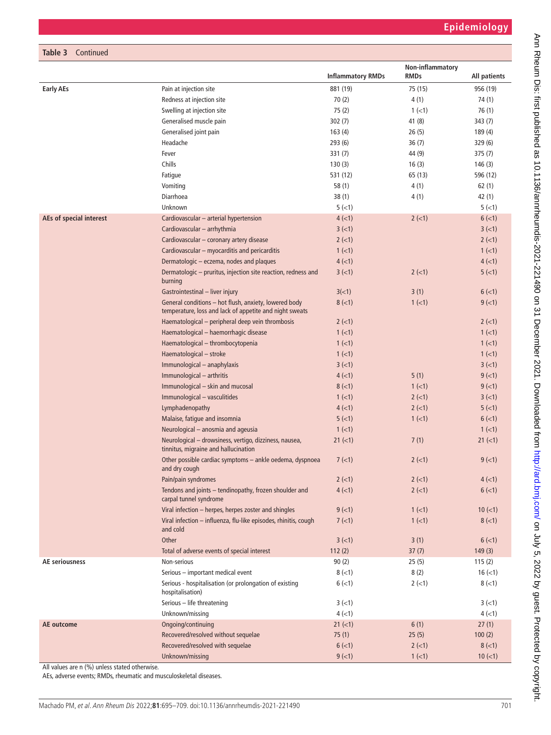**Table 3** Continued

| | | Inflammatory RMDs | Non-inflammatory RMDs | All patients |
|---|---|---|---|---|
| **Early AEs** | Pain at injection site | 881 (19) | 75 (15) | 956 (19) |
| | Redness at injection site | 70 (2) | 4 (1) | 74 (1) |
| | Swelling at injection site | 75 (2) | 1 (<1) | 76 (1) |
| | Generalised muscle pain | 302 (7) | 41 (8) | 343 (7) |
| | Generalised joint pain | 163 (4) | 26 (5) | 189 (4) |
| | Headache | 293 (6) | 36 (7) | 329 (6) |
| | Fever | 331 (7) | 44 (9) | 375 (7) |
| | Chills | 130 (3) | 16 (3) | 146 (3) |
| | Fatigue | 531 (12) | 65 (13) | 596 (12) |
| | Vomiting | 58 (1) | 4 (1) | 62 (1) |
| | Diarrhoea | 38 (1) | 4 (1) | 42 (1) |
| | Unknown | 5 (<1) | | 5 (<1) |
| **AEs of special interest** | Cardiovascular – arterial hypertension | 4 (<1) | 2 (<1) | 6 (<1) |
| | Cardiovascular – arrhythmia | 3 (<1) | | 3 (<1) |
| | Cardiovascular – coronary artery disease | 2 (<1) | | 2 (<1) |
| | Cardiovascular – myocarditis and pericarditis | 1 (<1) | | 1 (<1) |
| | Dermatologic – eczema, nodes and plaques | 4 (<1) | | 4 (<1) |
| | Dermatologic – pruritus, injection site reaction, redness and burning | 3 (<1) | 2 (<1) | 5 (<1) |
| | Gastrointestinal – liver injury | 3(<1) | 3 (1) | 6 (<1) |
| | General conditions – hot flush, anxiety, lowered body temperature, loss and lack of appetite and night sweats | 8 (<1) | 1 (<1) | 9 (<1) |
| | Haematological – peripheral deep vein thrombosis | 2 (<1) | | 2 (<1) |
| | Haematological – haemorrhagic disease | 1 (<1) | | 1 (<1) |
| | Haematological – thrombocytopenia | 1 (<1) | | 1 (<1) |
| | Haematological – stroke | 1 (<1) | | 1 (<1) |
| | Immunological – anaphylaxis | 3 (<1) | | 3 (<1) |
| | Immunological – arthritis | 4 (<1) | 5 (1) | 9 (<1) |
| | Immunological – skin and mucosal | 8 (<1) | 1 (<1) | 9 (<1) |
| | Immunological – vasculitides | 1 (<1) | 2 (<1) | 3 (<1) |
| | Lymphadenopathy | 4 (<1) | 2 (<1) | 5 (<1) |
| | Malaise, fatigue and insomnia | 5 (<1) | 1 (<1) | 6 (<1) |
| | Neurological – anosmia and ageusia | 1 (<1) | | 1 (<1) |
| | Neurological – drowsiness, vertigo, dizziness, nausea, tinnitus, migraine and hallucination | 21 (<1) | 7 (1) | 21 (<1) |
| | Other possible cardiac symptoms – ankle oedema, dyspnoea and dry cough | 7 (<1) | 2 (<1) | 9 (<1) |
| | Pain/pain syndromes | 2 (<1) | 2 (<1) | 4 (<1) |
| | Tendons and joints – tendinopathy, frozen shoulder and carpal tunnel syndrome | 4 (<1) | 2 (<1) | 6 (<1) |
| | Viral infection – herpes, herpes zoster and shingles | 9 (<1) | 1 (<1) | 10 (<1) |
| | Viral infection – influenza, flu-like episodes, rhinitis, cough and cold | 7 (<1) | 1 (<1) | 8 (<1) |
| | Other | 3 (<1) | 3 (1) | 6 (<1) |
| | Total of adverse events of special interest | 112 (2) | 37 (7) | 149 (3) |
| **AE seriousness** | Non-serious | 90 (2) | 25 (5) | 115 (2) |
| | Serious – important medical event | 8 (<1) | 8 (2) | 16 (<1) |
| | Serious - hospitalisation (or prolongation of existing hospitalisation) | 6 (<1) | 2 (<1) | 8 (<1) |
| | Serious – life threatening | 3 (<1) | | 3 (<1) |
| | Unknown/missing | 4 (<1) | | 4 (<1) |
| **AE outcome** | Ongoing/continuing | 21 (<1) | 6 (1) | 27 (1) |
| | Recovered/resolved without sequelae | 75 (1) | 25 (5) | 100 (2) |
| | Recovered/resolved with sequelae | 6 (<1) | 2 (<1) | 8 (<1) |
| | Unknown/missing | 9 (<1) | 1 (<1) | 10 (<1) |

All values are n (%) unless stated otherwise.

AEs, adverse events; RMDs, rheumatic and musculoskeletal diseases.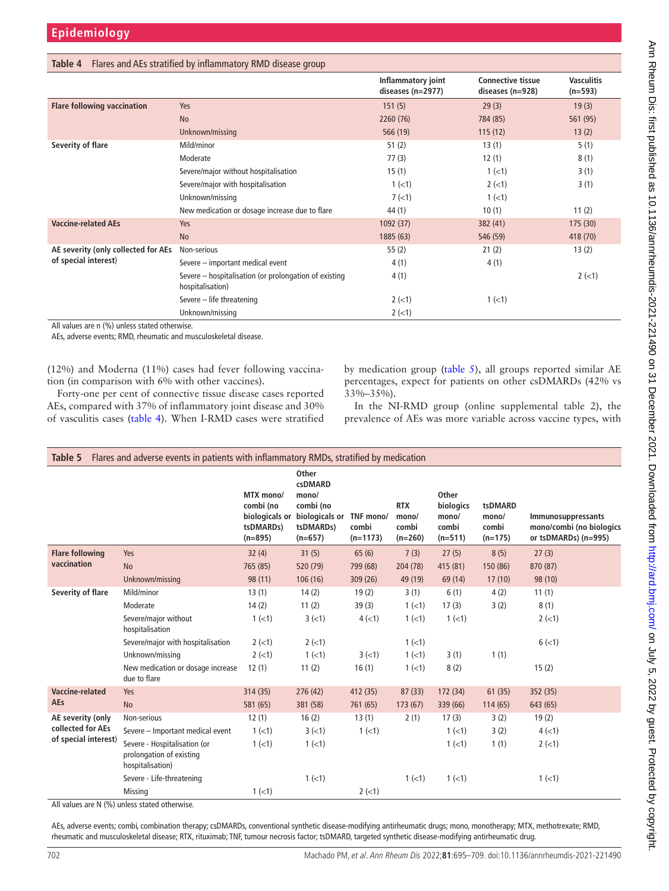**Table 4** Flares and AEs stratified by inflammatory RMD disease group

| | | Inflammatory joint diseases (n=2977) | Connective tissue diseases (n=928) | Vasculitis (n=593) |
|---|---|---|---|---|
| **Flare following vaccination** | Yes | 151 (5) | 29 (3) | 19 (3) |
| | No | 2260 (76) | 784 (85) | 561 (95) |
| | Unknown/missing | 566 (19) | 115 (12) | 13 (2) |
| **Severity of flare** | Mild/minor | 51 (2) | 13 (1) | 5 (1) |
| | Moderate | 77 (3) | 12 (1) | 8 (1) |
| | Severe/major without hospitalisation | 15 (1) | 1 (<1) | 3 (1) |
| | Severe/major with hospitalisation | 1 (<1) | 2 (<1) | 3 (1) |
| | Unknown/missing | 7 (<1) | 1 (<1) | |
| | New medication or dosage increase due to flare | 44 (1) | 10 (1) | 11 (2) |
| **Vaccine-related AEs** | Yes | 1092 (37) | 382 (41) | 175 (30) |
| | No | 1885 (63) | 546 (59) | 418 (70) |
| **AE severity (only collected for AEs of special interest)** | Non-serious | 55 (2) | 21 (2) | 13 (2) |
| | Severe – important medical event | 4 (1) | 4 (1) | |
| | Severe – hospitalisation (or prolongation of existing hospitalisation) | 4 (1) | | 2 (<1) |
| | Severe – life threatening | 2 (<1) | 1 (<1) | |
| | Unknown/missing | 2 (<1) | | |

All values are n (%) unless stated otherwise.

AEs, adverse events; RMD, rheumatic and musculoskeletal disease.

(12%) and Moderna (11%) cases had fever following vaccination (in comparison with 6% with other vaccines).

Forty-one per cent of connective tissue disease cases reported AEs, compared with 37% of inflammatory joint disease and 30% of vasculitis cases (table 4). When I-RMD cases were stratified by medication group (table 5), all groups reported similar AE percentages, expect for patients on other csDMARDs (42% vs 33%–35%).

In the NI-RMD group (online supplemental table 2), the prevalence of AEs was more variable across vaccine types, with

**Table 5** Flares and adverse events in patients with inflammatory RMDs, stratified by medication

| | | MTX mono/combi (no biologicals or tsDMARDs) (n=895) | Other csDMARD mono/combi (no biologicals or tsDMARDs) (n=657) | TNF mono/combi (n=1173) | RTX mono/combi (n=260) | Other biologics mono/combi (n=511) | tsDMARD mono/combi (n=175) | Immunosuppressants mono/combi (no biologics or tsDMARDs) (n=995) |
|---|---|---|---|---|---|---|---|---|
| **Flare following vaccination** | Yes | 32 (4) | 31 (5) | 65 (6) | 7 (3) | 27 (5) | 8 (5) | 27 (3) |
| | No | 765 (85) | 520 (79) | 799 (68) | 204 (78) | 415 (81) | 150 (86) | 870 (87) |
| | Unknown/missing | 98 (11) | 106 (16) | 309 (26) | 49 (19) | 69 (14) | 17 (10) | 98 (10) |
| **Severity of flare** | Mild/minor | 13 (1) | 14 (2) | 19 (2) | 3 (1) | 6 (1) | 4 (2) | 11 (1) |
| | Moderate | 14 (2) | 11 (2) | 39 (3) | 1 (<1) | 17 (3) | 3 (2) | 8 (1) |
| | Severe/major without hospitalisation | 1 (<1) | 3 (<1) | 4 (<1) | 1 (<1) | 1 (<1) | | 2 (<1) |
| | Severe/major with hospitalisation | 2 (<1) | 2 (<1) | | 1 (<1) | | | 6 (<1) |
| | Unknown/missing | 2 (<1) | 1 (<1) | 3 (<1) | 1 (<1) | 3 (1) | 1 (1) | |
| | New medication or dosage increase due to flare | 12 (1) | 11 (2) | 16 (1) | 1 (<1) | 8 (2) | | 15 (2) |
| **Vaccine-related AEs** | Yes | 314 (35) | 276 (42) | 412 (35) | 87 (33) | 172 (34) | 61 (35) | 352 (35) |
| | No | 581 (65) | 381 (58) | 761 (65) | 173 (67) | 339 (66) | 114 (65) | 643 (65) |
| **AE severity (only collected for AEs of special interest)** | Non-serious | 12 (1) | 16 (2) | 13 (1) | 2 (1) | 17 (3) | 3 (2) | 19 (2) |
| | Severe – Important medical event | 1 (<1) | 3 (<1) | 1 (<1) | | 1 (<1) | 3 (2) | 4 (<1) |
| | Severe - Hospitalisation (or prolongation of existing hospitalisation) | 1 (<1) | 1 (<1) | | | 1 (<1) | 1 (1) | 2 (<1) |
| | Severe - Life-threatening | | 1 (<1) | | 1 (<1) | 1 (<1) | | 1 (<1) |
| | Missing | 1 (<1) | | 2 (<1) | | | | |

All values are N (%) unless stated otherwise.

AEs, adverse events; combi, combination therapy; csDMARDs, conventional synthetic disease-modifying antirheumatic drugs; mono, monotherapy; MTX, methotrexate; RMD, rheumatic and musculoskeletal disease; RTX, rituximab; TNF, tumour necrosis factor; tsDMARD, targeted synthetic disease-modifying antirheumatic drug.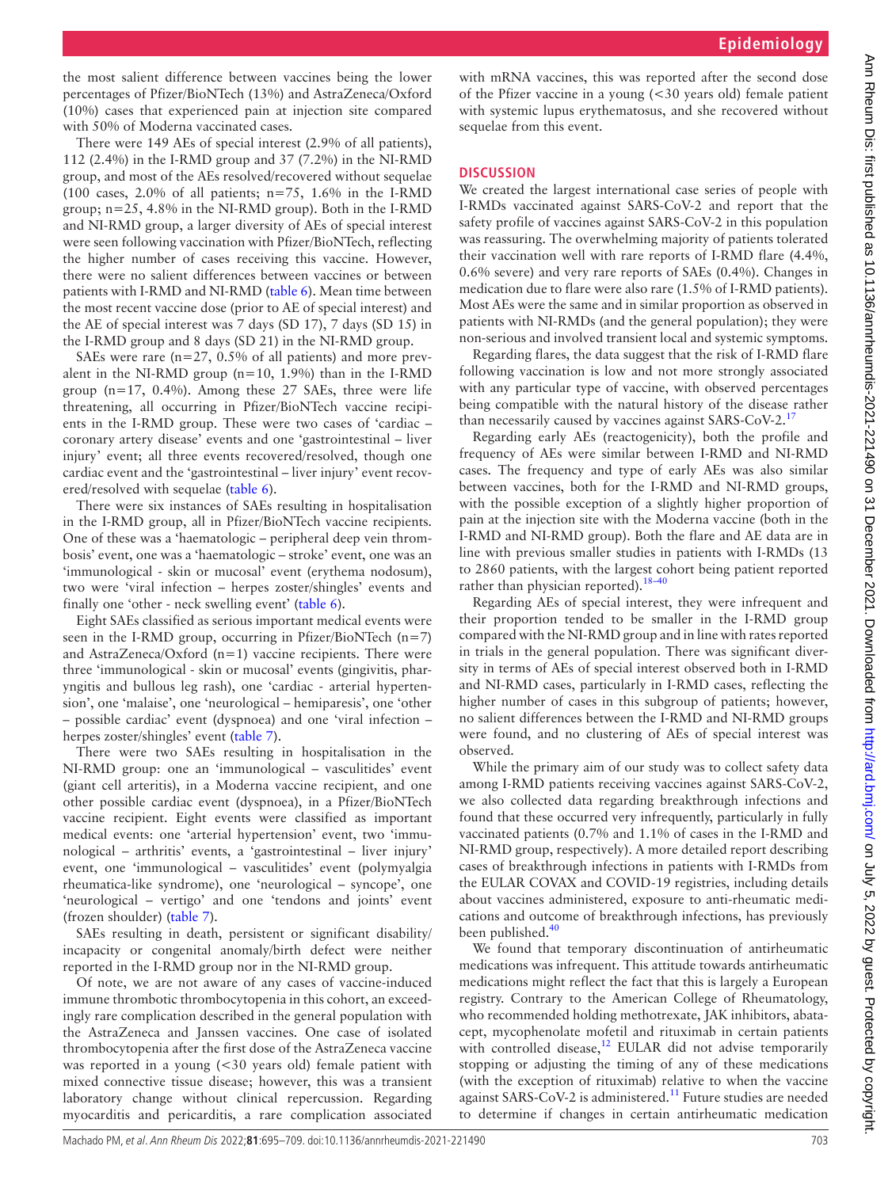the most salient difference between vaccines being the lower percentages of Pfizer/BioNTech (13%) and AstraZeneca/Oxford (10%) cases that experienced pain at injection site compared with 50% of Moderna vaccinated cases.

There were 149 AEs of special interest (2.9% of all patients), 112 (2.4%) in the I-RMD group and 37 (7.2%) in the NI-RMD group, and most of the AEs resolved/recovered without sequelae (100 cases, 2.0% of all patients; n=75, 1.6% in the I-RMD group; n=25, 4.8% in the NI-RMD group). Both in the I-RMD and NI-RMD group, a larger diversity of AEs of special interest were seen following vaccination with Pfizer/BioNTech, reflecting the higher number of cases receiving this vaccine. However, there were no salient differences between vaccines or between patients with I-RMD and NI-RMD (table 6). Mean time between the most recent vaccine dose (prior to AE of special interest) and the AE of special interest was 7 days (SD 17), 7 days (SD 15) in the I-RMD group and 8 days (SD 21) in the NI-RMD group.

SAEs were rare (n=27, 0.5% of all patients) and more prevalent in the NI-RMD group (n=10, 1.9%) than in the I-RMD group (n=17, 0.4%). Among these 27 SAEs, three were life threatening, all occurring in Pfizer/BioNTech vaccine recipients in the I-RMD group. These were two cases of 'cardiac – coronary artery disease' events and one 'gastrointestinal – liver injury' event; all three events recovered/resolved, though one cardiac event and the 'gastrointestinal – liver injury' event recovered/resolved with sequelae (table 6).

There were six instances of SAEs resulting in hospitalisation in the I-RMD group, all in Pfizer/BioNTech vaccine recipients. One of these was a 'haematologic – peripheral deep vein thrombosis' event, one was a 'haematologic – stroke' event, one was an 'immunological - skin or mucosal' event (erythema nodosum), two were 'viral infection – herpes zoster/shingles' events and finally one 'other - neck swelling event' (table 6).

Eight SAEs classified as serious important medical events were seen in the I-RMD group, occurring in Pfizer/BioNTech (n=7) and AstraZeneca/Oxford (n=1) vaccine recipients. There were three 'immunological - skin or mucosal' events (gingivitis, pharyngitis and bullous leg rash), one 'cardiac - arterial hypertension', one 'malaise', one 'neurological – hemiparesis', one 'other – possible cardiac' event (dyspnoea) and one 'viral infection – herpes zoster/shingles' event (table 7).

There were two SAEs resulting in hospitalisation in the NI-RMD group: one an 'immunological – vasculitides' event (giant cell arteritis), in a Moderna vaccine recipient, and one other possible cardiac event (dyspnoea), in a Pfizer/BioNTech vaccine recipient. Eight events were classified as important medical events: one 'arterial hypertension' event, two 'immunological – arthritis' events, a 'gastrointestinal – liver injury' event, one 'immunological – vasculitides' event (polymyalgia rheumatica-like syndrome), one 'neurological – syncope', one 'neurological – vertigo' and one 'tendons and joints' event (frozen shoulder) (table 7).

SAEs resulting in death, persistent or significant disability/incapacity or congenital anomaly/birth defect were neither reported in the I-RMD group nor in the NI-RMD group.

Of note, we are not aware of any cases of vaccine-induced immune thrombotic thrombocytopenia in this cohort, an exceedingly rare complication described in the general population with the AstraZeneca and Janssen vaccines. One case of isolated thrombocytopenia after the first dose of the AstraZeneca vaccine was reported in a young (<30 years old) female patient with mixed connective tissue disease; however, this was a transient laboratory change without clinical repercussion. Regarding myocarditis and pericarditis, a rare complication associated with mRNA vaccines, this was reported after the second dose of the Pfizer vaccine in a young (<30 years old) female patient with systemic lupus erythematosus, and she recovered without sequelae from this event.

## DISCUSSION

We created the largest international case series of people with I-RMDs vaccinated against SARS-CoV-2 and report that the safety profile of vaccines against SARS-CoV-2 in this population was reassuring. The overwhelming majority of patients tolerated their vaccination well with rare reports of I-RMD flare (4.4%, 0.6% severe) and very rare reports of SAEs (0.4%). Changes in medication due to flare were also rare (1.5% of I-RMD patients). Most AEs were the same and in similar proportion as observed in patients with NI-RMDs (and the general population); they were non-serious and involved transient local and systemic symptoms.

Regarding flares, the data suggest that the risk of I-RMD flare following vaccination is low and not more strongly associated with any particular type of vaccine, with observed percentages being compatible with the natural history of the disease rather than necessarily caused by vaccines against SARS-CoV-2.[17]

Regarding early AEs (reactogenicity), both the profile and frequency of AEs were similar between I-RMD and NI-RMD cases. The frequency and type of early AEs was also similar between vaccines, both for the I-RMD and NI-RMD groups, with the possible exception of a slightly higher proportion of pain at the injection site with the Moderna vaccine (both in the I-RMD and NI-RMD group). Both the flare and AE data are in line with previous smaller studies in patients with I-RMDs (13 to 2860 patients, with the largest cohort being patient reported rather than physician reported).[18–40]

Regarding AEs of special interest, they were infrequent and their proportion tended to be smaller in the I-RMD group compared with the NI-RMD group and in line with rates reported in trials in the general population. There was significant diversity in terms of AEs of special interest observed both in I-RMD and NI-RMD cases, particularly in I-RMD cases, reflecting the higher number of cases in this subgroup of patients; however, no salient differences between the I-RMD and NI-RMD groups were found, and no clustering of AEs of special interest was observed.

While the primary aim of our study was to collect safety data among I-RMD patients receiving vaccines against SARS-CoV-2, we also collected data regarding breakthrough infections and found that these occurred very infrequently, particularly in fully vaccinated patients (0.7% and 1.1% of cases in the I-RMD and NI-RMD group, respectively). A more detailed report describing cases of breakthrough infections in patients with I-RMDs from the EULAR COVAX and COVID-19 registries, including details about vaccines administered, exposure to anti-rheumatic medications and outcome of breakthrough infections, has previously been published.[40]

We found that temporary discontinuation of antirheumatic medications was infrequent. This attitude towards antirheumatic medications might reflect the fact that this is largely a European registry. Contrary to the American College of Rheumatology, who recommended holding methotrexate, JAK inhibitors, abatacept, mycophenolate mofetil and rituximab in certain patients with controlled disease,[12] EULAR did not advise temporarily stopping or adjusting the timing of any of these medications (with the exception of rituximab) relative to when the vaccine against SARS-CoV-2 is administered.[11] Future studies are needed to determine if changes in certain antirheumatic medication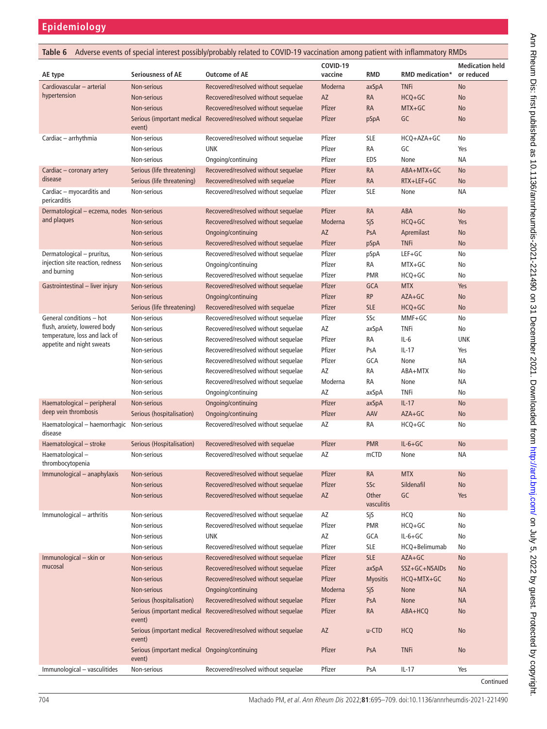**Table 6** Adverse events of special interest possibly/probably related to COVID-19 vaccination among patient with inflammatory RMDs

| AE type | Seriousness of AE | Outcome of AE | COVID-19 vaccine | RMD | RMD medication* | Medication held or reduced |
|---|---|---|---|---|---|---|
| Cardiovascular – arterial hypertension | Non-serious | Recovered/resolved without sequelae | Moderna | axSpA | TNFi | No |
| | Non-serious | Recovered/resolved without sequelae | AZ | RA | HCQ+GC | No |
| | Non-serious | Recovered/resolved without sequelae | Pfizer | RA | MTX+GC | No |
| | Serious (important medical event) | Recovered/resolved without sequelae | Pfizer | pSpA | GC | No |
| Cardiac – arrhythmia | Non-serious | Recovered/resolved without sequelae | Pfizer | SLE | HCQ+AZA+GC | No |
| | Non-serious | UNK | Pfizer | RA | GC | Yes |
| | Non-serious | Ongoing/continuing | Pfizer | EDS | None | NA |
| Cardiac – coronary artery disease | Serious (life threatening) | Recovered/resolved without sequelae | Pfizer | RA | ABA+MTX+GC | No |
| | Serious (life threatening) | Recovered/resolved with sequelae | Pfizer | RA | RTX+LEF+GC | No |
| Cardiac – myocarditis and pericarditis | Non-serious | Recovered/resolved without sequelae | Pfizer | SLE | None | NA |
| Dermatological – eczema, nodes and plaques | Non-serious | Recovered/resolved without sequelae | Pfizer | RA | ABA | No |
| | Non-serious | Recovered/resolved without sequelae | Moderna | SjS | HCQ+GC | Yes |
| | Non-serious | Ongoing/continuing | AZ | PsA | Apremilast | No |
| | Non-serious | Recovered/resolved without sequelae | Pfizer | pSpA | TNFi | No |
| Dermatological – pruritus, injection site reaction, redness and burning | Non-serious | Recovered/resolved without sequelae | Pfizer | pSpA | LEF+GC | No |
| | Non-serious | Ongoing/continuing | Pfizer | RA | MTX+GC | No |
| | Non-serious | Recovered/resolved without sequelae | Pfizer | PMR | HCQ+GC | No |
| Gastrointestinal – liver injury | Non-serious | Recovered/resolved without sequelae | Pfizer | GCA | MTX | Yes |
| | Non-serious | Ongoing/continuing | Pfizer | RP | AZA+GC | No |
| | Serious (life threatening) | Recovered/resolved with sequelae | Pfizer | SLE | HCQ+GC | No |
| General conditions – hot flush, anxiety, lowered body temperature, loss and lack of appetite and night sweats | Non-serious | Recovered/resolved without sequelae | Pfizer | SSc | MMF+GC | No |
| | Non-serious | Recovered/resolved without sequelae | AZ | axSpA | TNFi | No |
| | Non-serious | Recovered/resolved without sequelae | Pfizer | RA | IL-6 | UNK |
| | Non-serious | Recovered/resolved without sequelae | Pfizer | PsA | IL-17 | Yes |
| | Non-serious | Recovered/resolved without sequelae | Pfizer | GCA | None | NA |
| | Non-serious | Recovered/resolved without sequelae | AZ | RA | ABA+MTX | No |
| | Non-serious | Recovered/resolved without sequelae | Moderna | RA | None | NA |
| | Non-serious | Ongoing/continuing | AZ | axSpA | TNFi | No |
| Haematological – peripheral deep vein thrombosis | Non-serious | Ongoing/continuing | Pfizer | axSpA | IL-17 | No |
| | Serious (hospitalisation) | Ongoing/continuing | Pfizer | AAV | AZA+GC | No |
| Haematological – haemorrhagic disease | Non-serious | Recovered/resolved without sequelae | AZ | RA | HCQ+GC | No |
| Haematological – stroke | Serious (Hospitalisation) | Recovered/resolved with sequelae | Pfizer | PMR | IL-6+GC | No |
| Haematological – thrombocytopenia | Non-serious | Recovered/resolved without sequelae | AZ | mCTD | None | NA |
| Immunological – anaphylaxis | Non-serious | Recovered/resolved without sequelae | Pfizer | RA | MTX | No |
| | Non-serious | Recovered/resolved without sequelae | Pfizer | SSc | Sildenafil | No |
| | Non-serious | Recovered/resolved without sequelae | AZ | Other vasculitis | GC | Yes |
| Immunological – arthritis | Non-serious | Recovered/resolved without sequelae | AZ | SjS | HCQ | No |
| | Non-serious | Recovered/resolved without sequelae | Pfizer | PMR | HCQ+GC | No |
| | Non-serious | UNK | AZ | GCA | IL-6+GC | No |
| | Non-serious | Recovered/resolved without sequelae | Pfizer | SLE | HCQ+Belimumab | No |
| Immunological – skin or mucosal | Non-serious | Recovered/resolved without sequelae | Pfizer | SLE | AZA+GC | No |
| | Non-serious | Recovered/resolved without sequelae | Pfizer | axSpA | SSZ+GC+NSAIDs | No |
| | Non-serious | Recovered/resolved without sequelae | Pfizer | Myositis | HCQ+MTX+GC | No |
| | Non-serious | Ongoing/continuing | Moderna | SjS | None | NA |
| | Serious (hospitalisation) | Recovered/resolved without sequelae | Pfizer | PsA | None | NA |
| | Serious (important medical event) | Recovered/resolved without sequelae | Pfizer | RA | ABA+HCQ | No |
| | Serious (important medical event) | Recovered/resolved without sequelae | AZ | u-CTD | HCQ | No |
| | Serious (important medical event) | Ongoing/continuing | Pfizer | PsA | TNFi | No |
| Immunological – vasculitides | Non-serious | Recovered/resolved without sequelae | Pfizer | PsA | IL-17 | Yes |

Continued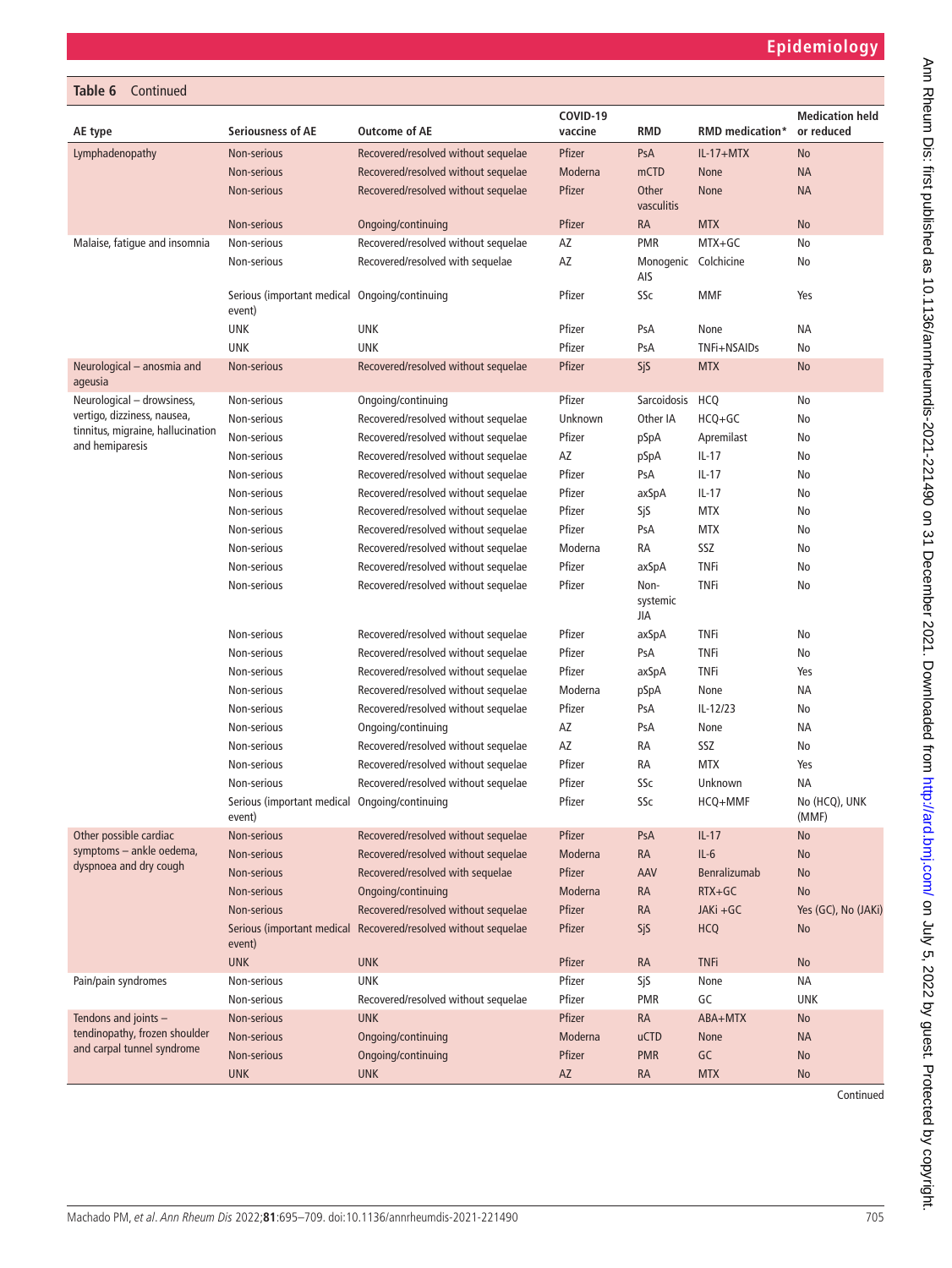**Table 6** Continued

| AE type | Seriousness of AE | Outcome of AE | COVID-19 vaccine | RMD | RMD medication* | Medication held or reduced |
|---|---|---|---|---|---|---|
| Lymphadenopathy | Non-serious | Recovered/resolved without sequelae | Pfizer | PsA | IL-17+MTX | No |
| | Non-serious | Recovered/resolved without sequelae | Moderna | mCTD | None | NA |
| | Non-serious | Recovered/resolved without sequelae | Pfizer | Other vasculitis | None | NA |
| | Non-serious | Ongoing/continuing | Pfizer | RA | MTX | No |
| Malaise, fatigue and insomnia | Non-serious | Recovered/resolved without sequelae | AZ | PMR | MTX+GC | No |
| | Non-serious | Recovered/resolved with sequelae | AZ | Monogenic AIS | Colchicine | No |
| | Serious (important medical event) | Ongoing/continuing | Pfizer | SSc | MMF | Yes |
| | UNK | UNK | Pfizer | PsA | None | NA |
| | UNK | UNK | Pfizer | PsA | TNFi+NSAIDs | No |
| Neurological – anosmia and ageusia | Non-serious | Recovered/resolved without sequelae | Pfizer | SjS | MTX | No |
| Neurological – drowsiness, vertigo, dizziness, nausea, tinnitus, migraine, hallucination and hemiparesis | Non-serious | Ongoing/continuing | Pfizer | Sarcoidosis | HCQ | No |
| | Non-serious | Recovered/resolved without sequelae | Unknown | Other IA | HCQ+GC | No |
| | Non-serious | Recovered/resolved without sequelae | Pfizer | pSpA | Apremilast | No |
| | Non-serious | Recovered/resolved without sequelae | AZ | pSpA | IL-17 | No |
| | Non-serious | Recovered/resolved without sequelae | Pfizer | PsA | IL-17 | No |
| | Non-serious | Recovered/resolved without sequelae | Pfizer | axSpA | IL-17 | No |
| | Non-serious | Recovered/resolved without sequelae | Pfizer | SjS | MTX | No |
| | Non-serious | Recovered/resolved without sequelae | Pfizer | PsA | MTX | No |
| | Non-serious | Recovered/resolved without sequelae | Moderna | RA | SSZ | No |
| | Non-serious | Recovered/resolved without sequelae | Pfizer | axSpA | TNFi | No |
| | Non-serious | Recovered/resolved without sequelae | Pfizer | Non-systemic JIA | TNFi | No |
| | Non-serious | Recovered/resolved without sequelae | Pfizer | axSpA | TNFi | No |
| | Non-serious | Recovered/resolved without sequelae | Pfizer | PsA | TNFi | No |
| | Non-serious | Recovered/resolved without sequelae | Pfizer | axSpA | TNFi | Yes |
| | Non-serious | Recovered/resolved without sequelae | Moderna | pSpA | None | NA |
| | Non-serious | Recovered/resolved without sequelae | Pfizer | PsA | IL-12/23 | No |
| | Non-serious | Ongoing/continuing | AZ | PsA | None | NA |
| | Non-serious | Recovered/resolved without sequelae | AZ | RA | SSZ | No |
| | Non-serious | Recovered/resolved without sequelae | Pfizer | RA | MTX | Yes |
| | Non-serious | Recovered/resolved without sequelae | Pfizer | SSc | Unknown | NA |
| | Serious (important medical event) | Ongoing/continuing | Pfizer | SSc | HCQ+MMF | No (HCQ), UNK (MMF) |
| Other possible cardiac symptoms – ankle oedema, dyspnoea and dry cough | Non-serious | Recovered/resolved without sequelae | Pfizer | PsA | IL-17 | No |
| | Non-serious | Recovered/resolved without sequelae | Moderna | RA | IL-6 | No |
| | Non-serious | Recovered/resolved with sequelae | Pfizer | AAV | Benralizumab | No |
| | Non-serious | Ongoing/continuing | Moderna | RA | RTX+GC | No |
| | Non-serious | Recovered/resolved without sequelae | Pfizer | RA | JAKi +GC | Yes (GC), No (JAKi) |
| | Serious (important medical event) | Recovered/resolved without sequelae | Pfizer | SjS | HCQ | No |
| | UNK | UNK | Pfizer | RA | TNFi | No |
| Pain/pain syndromes | Non-serious | UNK | Pfizer | SjS | None | NA |
| | Non-serious | Recovered/resolved without sequelae | Pfizer | PMR | GC | UNK |
| Tendons and joints – tendinopathy, frozen shoulder and carpal tunnel syndrome | Non-serious | UNK | Pfizer | RA | ABA+MTX | No |
| | Non-serious | Ongoing/continuing | Moderna | uCTD | None | NA |
| | Non-serious | Ongoing/continuing | Pfizer | PMR | GC | No |
| | UNK | UNK | AZ | RA | MTX | No |

Continued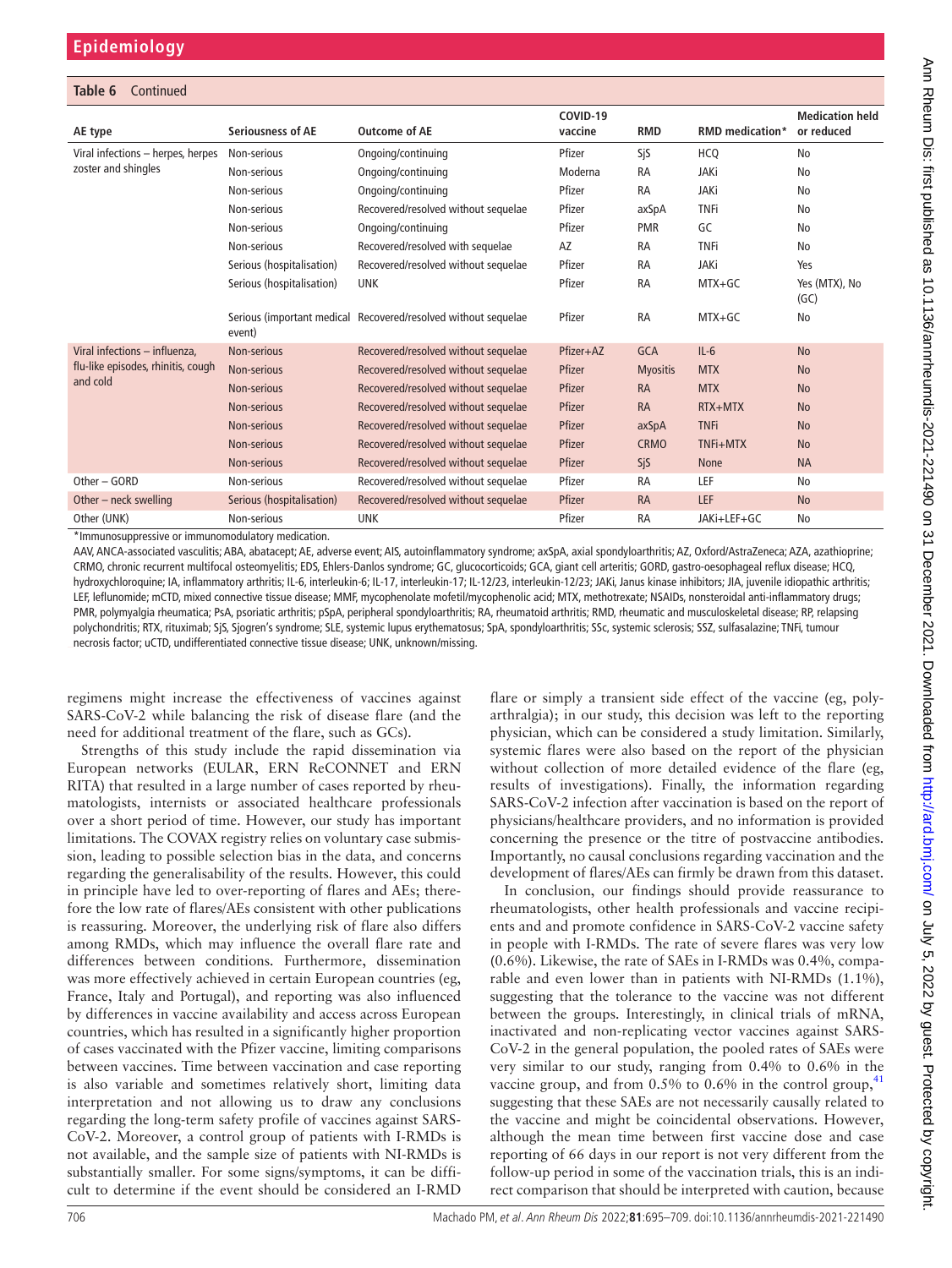**Table 6** Continued

| AE type | Seriousness of AE | Outcome of AE | COVID-19 vaccine | RMD | RMD medication* | Medication held or reduced |
|---|---|---|---|---|---|---|
| Viral infections – herpes, herpes zoster and shingles | Non-serious | Ongoing/continuing | Pfizer | SjS | HCQ | No |
| | Non-serious | Ongoing/continuing | Moderna | RA | JAKi | No |
| | Non-serious | Ongoing/continuing | Pfizer | RA | JAKi | No |
| | Non-serious | Recovered/resolved without sequelae | Pfizer | axSpA | TNFi | No |
| | Non-serious | Ongoing/continuing | Pfizer | PMR | GC | No |
| | Non-serious | Recovered/resolved with sequelae | AZ | RA | TNFi | No |
| | Serious (hospitalisation) | Recovered/resolved without sequelae | Pfizer | RA | JAKi | Yes |
| | Serious (hospitalisation) | UNK | Pfizer | RA | MTX+GC | Yes (MTX), No (GC) |
| | Serious (important medical event) | Recovered/resolved without sequelae | Pfizer | RA | MTX+GC | No |
| Viral infections – influenza, flu-like episodes, rhinitis, cough and cold | Non-serious | Recovered/resolved without sequelae | Pfizer+AZ | GCA | IL-6 | No |
| | Non-serious | Recovered/resolved without sequelae | Pfizer | Myositis | MTX | No |
| | Non-serious | Recovered/resolved without sequelae | Pfizer | RA | MTX | No |
| | Non-serious | Recovered/resolved without sequelae | Pfizer | RA | RTX+MTX | No |
| | Non-serious | Recovered/resolved without sequelae | Pfizer | axSpA | TNFi | No |
| | Non-serious | Recovered/resolved without sequelae | Pfizer | CRMO | TNFi+MTX | No |
| | Non-serious | Recovered/resolved without sequelae | Pfizer | SjS | None | NA |
| Other – GORD | Non-serious | Recovered/resolved without sequelae | Pfizer | RA | LEF | No |
| Other – neck swelling | Serious (hospitalisation) | Recovered/resolved without sequelae | Pfizer | RA | LEF | No |
| Other (UNK) | Non-serious | UNK | Pfizer | RA | JAKi+LEF+GC | No |

*Immunosuppressive or immunomodulatory medication.

AAV, ANCA-associated vasculitis; ABA, abatacept; AE, adverse event; AIS, autoinflammatory syndrome; axSpA, axial spondyloarthritis; AZ, Oxford/AstraZeneca; AZA, azathioprine; CRMO, chronic recurrent multifocal osteomyelitis; EDS, Ehlers-Danlos syndrome; GC, glucocorticoids; GCA, giant cell arteritis; GORD, gastro-oesophageal reflux disease; HCQ, hydroxychloroquine; IA, inflammatory arthritis; IL-6, interleukin-6; IL-17, interleukin-17; IL-12/23, interleukin-12/23; JAKi, Janus kinase inhibitors; JIA, juvenile idiopathic arthritis; LEF, leflunomide; mCTD, mixed connective tissue disease; MMF, mycophenolate mofetil/mycophenolic acid; MTX, methotrexate; NSAIDs, nonsteroidal anti-inflammatory drugs; PMR, polymyalgia rheumatica; PsA, psoriatic arthritis; pSpA, peripheral spondyloarthritis; RA, rheumatoid arthritis; RMD, rheumatic and musculoskeletal disease; RP, relapsing polychondritis; RTX, rituximab; SjS, Sjogren's syndrome; SLE, systemic lupus erythematosus; SpA, spondyloarthritis; SSc, systemic sclerosis; SSZ, sulfasalazine; TNFi, tumour necrosis factor; uCTD, undifferentiated connective tissue disease; UNK, unknown/missing.

regimens might increase the effectiveness of vaccines against SARS-CoV-2 while balancing the risk of disease flare (and the need for additional treatment of the flare, such as GCs).

Strengths of this study include the rapid dissemination via European networks (EULAR, ERN ReCONNET and ERN RITA) that resulted in a large number of cases reported by rheumatologists, internists or associated healthcare professionals over a short period of time. However, our study has important limitations. The COVAX registry relies on voluntary case submission, leading to possible selection bias in the data, and concerns regarding the generalisability of the results. However, this could in principle have led to over-reporting of flares and AEs; therefore the low rate of flares/AEs consistent with other publications is reassuring. Moreover, the underlying risk of flare also differs among RMDs, which may influence the overall flare rate and differences between conditions. Furthermore, dissemination was more effectively achieved in certain European countries (eg, France, Italy and Portugal), and reporting was also influenced by differences in vaccine availability and access across European countries, which has resulted in a significantly higher proportion of cases vaccinated with the Pfizer vaccine, limiting comparisons between vaccines. Time between vaccination and case reporting is also variable and sometimes relatively short, limiting data interpretation and not allowing us to draw any conclusions regarding the long-term safety profile of vaccines against SARS-CoV-2. Moreover, a control group of patients with I-RMDs is not available, and the sample size of patients with NI-RMDs is substantially smaller. For some signs/symptoms, it can be difficult to determine if the event should be considered an I-RMD flare or simply a transient side effect of the vaccine (eg, polyarthralgia); in our study, this decision was left to the reporting physician, which can be considered a study limitation. Similarly, systemic flares were also based on the report of the physician without collection of more detailed evidence of the flare (eg, results of investigations). Finally, the information regarding SARS-CoV-2 infection after vaccination is based on the report of physicians/healthcare providers, and no information is provided concerning the presence or the titre of postvaccine antibodies. Importantly, no causal conclusions regarding vaccination and the development of flares/AEs can firmly be drawn from this dataset.

In conclusion, our findings should provide reassurance to rheumatologists, other health professionals and vaccine recipients and and promote confidence in SARS-CoV-2 vaccine safety in people with I-RMDs. The rate of severe flares was very low (0.6%). Likewise, the rate of SAEs in I-RMDs was 0.4%, comparable and even lower than in patients with NI-RMDs (1.1%), suggesting that the tolerance to the vaccine was not different between the groups. Interestingly, in clinical trials of mRNA, inactivated and non-replicating vector vaccines against SARS-CoV-2 in the general population, the pooled rates of SAEs were very similar to our study, ranging from 0.4% to 0.6% in the vaccine group, and from 0.5% to 0.6% in the control group,[41] suggesting that these SAEs are not necessarily causally related to the vaccine and might be coincidental observations. However, although the mean time between first vaccine dose and case reporting of 66 days in our report is not very different from the follow-up period in some of the vaccination trials, this is an indirect comparison that should be interpreted with caution, because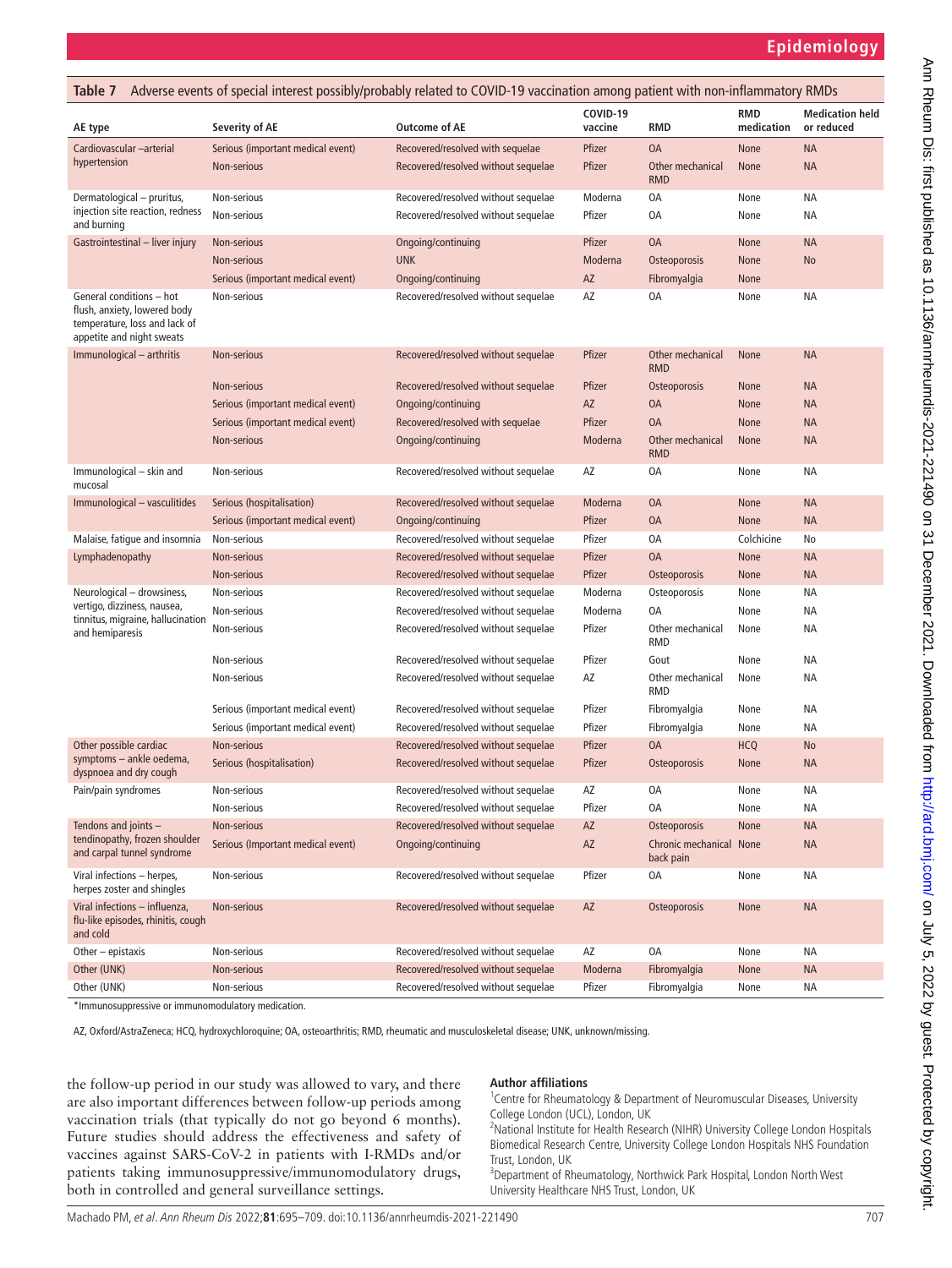**Table 7** Adverse events of special interest possibly/probably related to COVID-19 vaccination among patient with non-inflammatory RMDs

| AE type | Severity of AE | Outcome of AE | COVID-19 vaccine | RMD | RMD medication | Medication held or reduced |
|---|---|---|---|---|---|---|
| Cardiovascular –arterial hypertension | Serious (important medical event) | Recovered/resolved with sequelae | Pfizer | OA | None | NA |
| | Non-serious | Recovered/resolved without sequelae | Pfizer | Other mechanical RMD | None | NA |
| Dermatological – pruritus, injection site reaction, redness and burning | Non-serious | Recovered/resolved without sequelae | Moderna | OA | None | NA |
| | Non-serious | Recovered/resolved without sequelae | Pfizer | OA | None | NA |
| Gastrointestinal – liver injury | Non-serious | Ongoing/continuing | Pfizer | OA | None | NA |
| | Non-serious | UNK | Moderna | Osteoporosis | None | No |
| | Serious (important medical event) | Ongoing/continuing | AZ | Fibromyalgia | None | |
| General conditions – hot flush, anxiety, lowered body temperature, loss and lack of appetite and night sweats | Non-serious | Recovered/resolved without sequelae | AZ | OA | None | NA |
| Immunological – arthritis | Non-serious | Recovered/resolved without sequelae | Pfizer | Other mechanical RMD | None | NA |
| | Non-serious | Recovered/resolved without sequelae | Pfizer | Osteoporosis | None | NA |
| | Serious (important medical event) | Ongoing/continuing | AZ | OA | None | NA |
| | Serious (important medical event) | Recovered/resolved with sequelae | Pfizer | OA | None | NA |
| | Non-serious | Ongoing/continuing | Moderna | Other mechanical RMD | None | NA |
| Immunological – skin and mucosal | Non-serious | Recovered/resolved without sequelae | AZ | OA | None | NA |
| Immunological – vasculitides | Serious (hospitalisation) | Recovered/resolved without sequelae | Moderna | OA | None | NA |
| | Serious (important medical event) | Ongoing/continuing | Pfizer | OA | None | NA |
| Malaise, fatigue and insomnia | Non-serious | Recovered/resolved without sequelae | Pfizer | OA | Colchicine | No |
| Lymphadenopathy | Non-serious | Recovered/resolved without sequelae | Pfizer | OA | None | NA |
| | Non-serious | Recovered/resolved without sequelae | Pfizer | Osteoporosis | None | NA |
| Neurological – drowsiness, vertigo, dizziness, nausea, tinnitus, migraine, hallucination and hemiparesis | Non-serious | Recovered/resolved without sequelae | Moderna | Osteoporosis | None | NA |
| | Non-serious | Recovered/resolved without sequelae | Moderna | OA | None | NA |
| | Non-serious | Recovered/resolved without sequelae | Pfizer | Other mechanical RMD | None | NA |
| | Non-serious | Recovered/resolved without sequelae | Pfizer | Gout | None | NA |
| | Non-serious | Recovered/resolved without sequelae | AZ | Other mechanical RMD | None | NA |
| | Serious (important medical event) | Recovered/resolved without sequelae | Pfizer | Fibromyalgia | None | NA |
| | Serious (important medical event) | Recovered/resolved without sequelae | Pfizer | Fibromyalgia | None | NA |
| Other possible cardiac symptoms – ankle oedema, dyspnoea and dry cough | Non-serious | Recovered/resolved without sequelae | Pfizer | OA | HCQ | No |
| | Serious (hospitalisation) | Recovered/resolved without sequelae | Pfizer | Osteoporosis | None | NA |
| Pain/pain syndromes | Non-serious | Recovered/resolved without sequelae | AZ | OA | None | NA |
| | Non-serious | Recovered/resolved without sequelae | Pfizer | OA | None | NA |
| Tendons and joints – tendinopathy, frozen shoulder and carpal tunnel syndrome | Non-serious | Recovered/resolved without sequelae | AZ | Osteoporosis | None | NA |
| | Serious (Important medical event) | Ongoing/continuing | AZ | Chronic mechanical back pain | None | NA |
| Viral infections – herpes, herpes zoster and shingles | Non-serious | Recovered/resolved without sequelae | Pfizer | OA | None | NA |
| Viral infections – influenza, flu-like episodes, rhinitis, cough and cold | Non-serious | Recovered/resolved without sequelae | AZ | Osteoporosis | None | NA |
| Other – epistaxis | Non-serious | Recovered/resolved without sequelae | AZ | OA | None | NA |
| Other (UNK) | Non-serious | Recovered/resolved without sequelae | Moderna | Fibromyalgia | None | NA |
| Other (UNK) | Non-serious | Recovered/resolved without sequelae | Pfizer | Fibromyalgia | None | NA |

*Immunosuppressive or immunomodulatory medication.

AZ, Oxford/AstraZeneca; HCQ, hydroxychloroquine; OA, osteoarthritis; RMD, rheumatic and musculoskeletal disease; UNK, unknown/missing.

the follow-up period in our study was allowed to vary, and there are also important differences between follow-up periods among vaccination trials (that typically do not go beyond 6 months). Future studies should address the effectiveness and safety of vaccines against SARS-CoV-2 in patients with I-RMDs and/or patients taking immunosuppressive/immunomodulatory drugs, both in controlled and general surveillance settings.

**Author affiliations**

[1]Centre for Rheumatology & Department of Neuromuscular Diseases, University College London (UCL), London, UK

[2]National Institute for Health Research (NIHR) University College London Hospitals Biomedical Research Centre, University College London Hospitals NHS Foundation Trust, London, UK

[3]Department of Rheumatology, Northwick Park Hospital, London North West University Healthcare NHS Trust, London, UK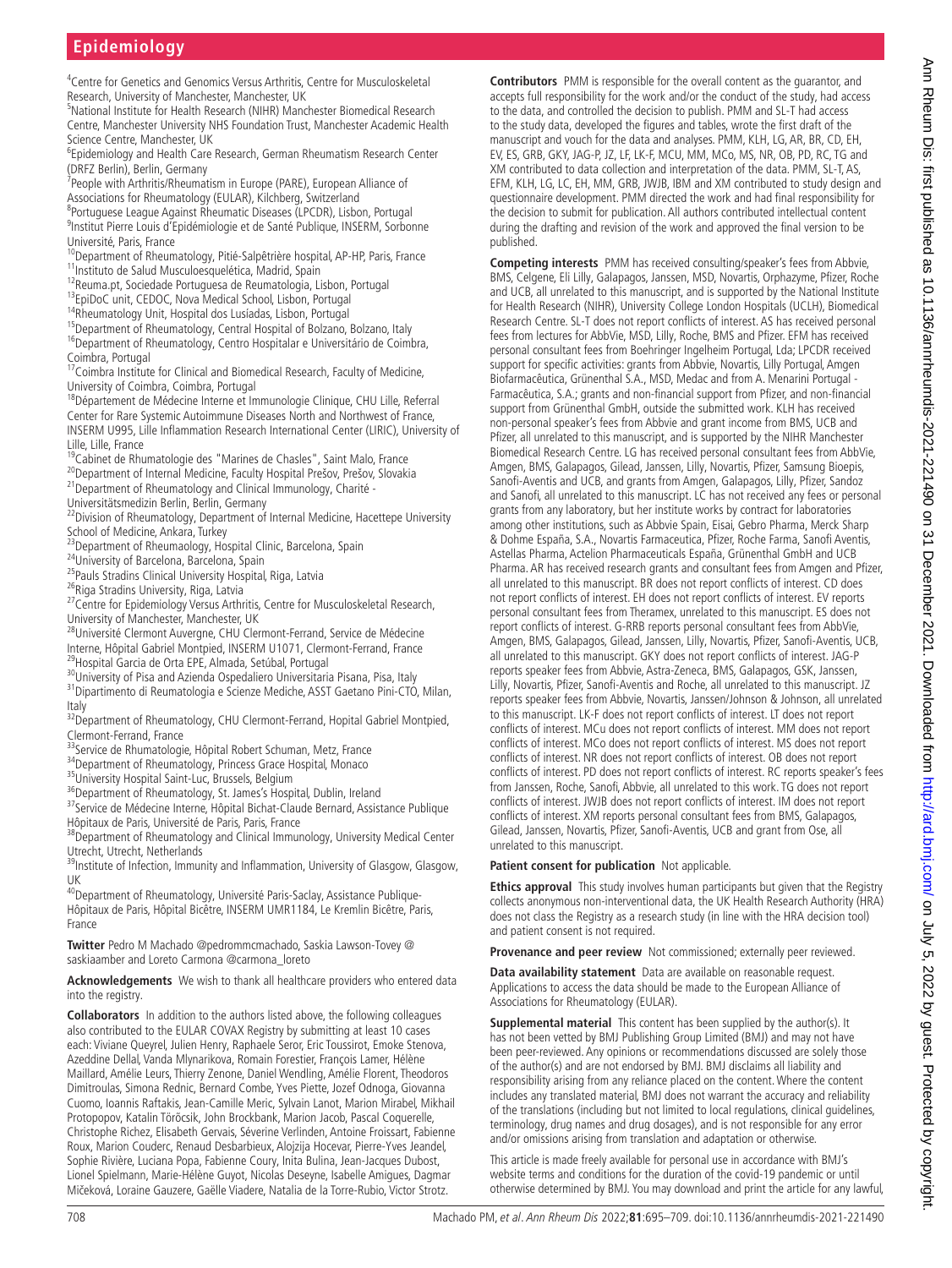[4]Centre for Genetics and Genomics Versus Arthritis, Centre for Musculoskeletal Research, University of Manchester, Manchester, UK
[5]National Institute for Health Research (NIHR) Manchester Biomedical Research Centre, Manchester University NHS Foundation Trust, Manchester Academic Health Science Centre, Manchester, UK
[6]Epidemiology and Health Care Research, German Rheumatism Research Center (DRFZ Berlin), Berlin, Germany
[7]People with Arthritis/Rheumatism in Europe (PARE), European Alliance of Associations for Rheumatology (EULAR), Kilchberg, Switzerland
[8]Portuguese League Against Rheumatic Diseases (LPCDR), Lisbon, Portugal
[9]Institut Pierre Louis d'Epidémiologie et de Santé Publique, INSERM, Sorbonne Université, Paris, France
[10]Department of Rheumatology, Pitié-Salpêtrière hospital, AP-HP, Paris, France
[11]Instituto de Salud Musculoesquelética, Madrid, Spain
[12]Reuma.pt, Sociedade Portuguesa de Reumatologia, Lisbon, Portugal
[13]EpiDoC unit, CEDOC, Nova Medical School, Lisbon, Portugal
[14]Rheumatology Unit, Hospital dos Lusíadas, Lisbon, Portugal
[15]Department of Rheumatology, Central Hospital of Bolzano, Bolzano, Italy
[16]Department of Rheumatology, Centro Hospitalar e Universitário de Coimbra, Coimbra, Portugal
[17]Coimbra Institute for Clinical and Biomedical Research, Faculty of Medicine, University of Coimbra, Coimbra, Portugal
[18]Département de Médecine Interne et Immunologie Clinique, CHU Lille, Referral Center for Rare Systemic Autoimmune Diseases North and Northwest of France, INSERM U995, Lille Inflammation Research International Center (LIRIC), University of Lille, Lille, France
[19]Cabinet de Rhumatologie des "Marines de Chasles", Saint Malo, France
[20]Department of Internal Medicine, Faculty Hospital Prešov, Prešov, Slovakia
[21]Department of Rheumatology and Clinical Immunology, Charité - Universitätsmedizin Berlin, Berlin, Germany
[22]Division of Rheumatology, Department of Internal Medicine, Hacettepe University School of Medicine, Ankara, Turkey
[23]Department of Rheumaology, Hospital Clinic, Barcelona, Spain
[24]University of Barcelona, Barcelona, Spain
[25]Pauls Stradins Clinical University Hospital, Riga, Latvia
[26]Riga Stradins University, Riga, Latvia
[27]Centre for Epidemiology Versus Arthritis, Centre for Musculoskeletal Research, University of Manchester, Manchester, UK
[28]Université Clermont Auvergne, CHU Clermont-Ferrand, Service de Médecine Interne, Hôpital Gabriel Montpied, INSERM U1071, Clermont-Ferrand, France
[29]Hospital Garcia de Orta EPE, Almada, Setúbal, Portugal
[30]University of Pisa and Azienda Ospedaliero Universitaria Pisana, Pisa, Italy
[31]Dipartimento di Reumatologia e Scienze Mediche, ASST Gaetano Pini-CTO, Milan, Italy
[32]Department of Rheumatology, CHU Clermont-Ferrand, Hopital Gabriel Montpied, Clermont-Ferrand, France
[33]Service de Rhumatologie, Hôpital Robert Schuman, Metz, France
[34]Department of Rheumatology, Princess Grace Hospital, Monaco
[35]University Hospital Saint-Luc, Brussels, Belgium
[36]Department of Rheumatology, St. James's Hospital, Dublin, Ireland
[37]Service de Médecine Interne, Hôpital Bichat-Claude Bernard, Assistance Publique Hôpitaux de Paris, Université de Paris, Paris, France
[38]Department of Rheumatology and Clinical Immunology, University Medical Center Utrecht, Utrecht, Netherlands
[39]Institute of Infection, Immunity and Inflammation, University of Glasgow, Glasgow, UK
[40]Department of Rheumatology, Université Paris-Saclay, Assistance Publique-Hôpitaux de Paris, Hôpital Bicêtre, INSERM UMR1184, Le Kremlin Bicêtre, Paris, France

**Twitter** Pedro M Machado @pedrommcmachado, Saskia Lawson-Tovey @saskiaamber and Loreto Carmona @carmona_loreto

**Acknowledgements** We wish to thank all healthcare providers who entered data into the registry.

**Collaborators** In addition to the authors listed above, the following colleagues also contributed to the EULAR COVAX Registry by submitting at least 10 cases each: Viviane Queyrel, Julien Henry, Raphaele Seror, Eric Toussirot, Emoke Stenova, Azeddine Dellal, Vanda Mlynarikova, Romain Forestier, François Lamer, Hélène Maillard, Amélie Leurs, Thierry Zenone, Daniel Wendling, Amélie Florent, Theodoros Dimitroulas, Simona Rednic, Bernard Combe, Yves Piette, Jozef Odnoga, Giovanna Cuomo, Ioannis Raftakis, Jean-Camille Meric, Sylvain Lanot, Marion Mirabel, Mikhail Protopopov, Katalin Törőcsik, John Brockbank, Marion Jacob, Pascal Coquerelle, Christophe Richez, Elisabeth Gervais, Séverine Verlinden, Antoine Froissart, Fabienne Roux, Marion Couderc, Renaud Desbarbieux, Alojzija Hocevar, Pierre-Yves Jeandel, Sophie Rivière, Luciana Popa, Fabienne Coury, Inita Bulina, Jean-Jacques Dubost, Lionel Spielmann, Marie-Hélène Guyot, Nicolas Deseyne, Isabelle Amigues, Dagmar Mičeková, Loraine Gauzere, Gaëlle Viadere, Natalia de la Torre-Rubio, Victor Strotz.

**Contributors** PMM is responsible for the overall content as the guarantor, and accepts full responsibility for the work and/or the conduct of the study, had access to the data, and controlled the decision to publish. PMM and SL-T had access to the study data, developed the figures and tables, wrote the first draft of the manuscript and vouch for the data and analyses. PMM, KLH, LG, AR, BR, CD, EH, EV, ES, GRB, GKY, JAG-P, JZ, LF, LK-F, MCU, MM, MCo, MS, NR, OB, PD, RC, TG and XM contributed to data collection and interpretation of the data. PMM, SL-T, AS, EFM, KLH, LG, LC, EH, MM, GRB, JWJB, IBM and XM contributed to study design and questionnaire development. PMM directed the work and had final responsibility for the decision to submit for publication. All authors contributed intellectual content during the drafting and revision of the work and approved the final version to be published.

**Competing interests** PMM has received consulting/speaker's fees from Abbvie, BMS, Celgene, Eli Lilly, Galapagos, Janssen, MSD, Novartis, Orphazyme, Pfizer, Roche and UCB, all unrelated to this manuscript, and is supported by the National Institute for Health Research (NIHR), University College London Hospitals (UCLH), Biomedical Research Centre. SL-T does not report conflicts of interest. AS has received personal fees from lectures for AbbVie, MSD, Lilly, Roche, BMS and Pfizer. EFM has received personal consultant fees from Boehringer Ingelheim Portugal, Lda; LPCDR received support for specific activities: grants from Abbvie, Novartis, Lilly Portugal, Amgen Biofarmacêutica, Grünenthal S.A., MSD, Medac and from A. Menarini Portugal - Farmacêutica, S.A.; grants and non-financial support from Pfizer, and non-financial support from Grünenthal GmbH, outside the submitted work. KLH has received non-personal speaker's fees from Abbvie and grant income from BMS, UCB and Pfizer, all unrelated to this manuscript, and is supported by the NIHR Manchester Biomedical Research Centre. LG has received personal consultant fees from AbbVie, Amgen, BMS, Galapagos, Gilead, Janssen, Lilly, Novartis, Pfizer, Samsung Bioepis, Sanofi-Aventis and UCB, and grants from Amgen, Galapagos, Lilly, Pfizer, Sandoz and Sanofi, all unrelated to this manuscript. LC has not received any fees or personal grants from any laboratory, but her institute works by contract for laboratories among other institutions, such as Abbvie Spain, Eisai, Gebro Pharma, Merck Sharp & Dohme España, S.A., Novartis Farmaceutica, Pfizer, Roche Farma, Sanofi Aventis, Astellas Pharma, Actelion Pharmaceuticals España, Grünenthal GmbH and UCB Pharma. AR has received research grants and consultant fees from Amgen and Pfizer, all unrelated to this manuscript. BR does not report conflicts of interest. CD does not report conflicts of interest. EH does not report conflicts of interest. EV reports personal consultant fees from Theramex, unrelated to this manuscript. ES does not report conflicts of interest. G-RRB reports personal consultant fees from AbbVie, Amgen, BMS, Galapagos, Gilead, Janssen, Lilly, Novartis, Pfizer, Sanofi-Aventis, UCB, all unrelated to this manuscript. GKY does not report conflicts of interest. JAG-P reports speaker fees from Abbvie, Astra-Zeneca, BMS, Galapagos, GSK, Janssen, Lilly, Novartis, Pfizer, Sanofi-Aventis and Roche, all unrelated to this manuscript. JZ reports speaker fees from Abbvie, Novartis, Janssen/Johnson & Johnson, all unrelated to this manuscript. LK-F does not report conflicts of interest. LT does not report conflicts of interest. MCu does not report conflicts of interest. MM does not report conflicts of interest. MCo does not report conflicts of interest. MS does not report conflicts of interest. NR does not report conflicts of interest. OB does not report conflicts of interest. PD does not report conflicts of interest. RC reports speaker's fees from Janssen, Roche, Sanofi, Abbvie, all unrelated to this work. TG does not report conflicts of interest. JWJB does not report conflicts of interest. IM does not report conflicts of interest. XM reports personal consultant fees from BMS, Galapagos, Gilead, Janssen, Novartis, Pfizer, Sanofi-Aventis, UCB and grant from Ose, all unrelated to this manuscript.

**Patient consent for publication** Not applicable.

**Ethics approval** This study involves human participants but given that the Registry collects anonymous non-interventional data, the UK Health Research Authority (HRA) does not class the Registry as a research study (in line with the HRA decision tool) and patient consent is not required.

**Provenance and peer review** Not commissioned; externally peer reviewed.

**Data availability statement** Data are available on reasonable request. Applications to access the data should be made to the European Alliance of Associations for Rheumatology (EULAR).

**Supplemental material** This content has been supplied by the author(s). It has not been vetted by BMJ Publishing Group Limited (BMJ) and may not have been peer-reviewed. Any opinions or recommendations discussed are solely those of the author(s) and are not endorsed by BMJ. BMJ disclaims all liability and responsibility arising from any reliance placed on the content. Where the content includes any translated material, BMJ does not warrant the accuracy and reliability of the translations (including but not limited to local regulations, clinical guidelines, terminology, drug names and drug dosages), and is not responsible for any error and/or omissions arising from translation and adaptation or otherwise.

This article is made freely available for personal use in accordance with BMJ's website terms and conditions for the duration of the covid-19 pandemic or until otherwise determined by BMJ. You may download and print the article for any lawful,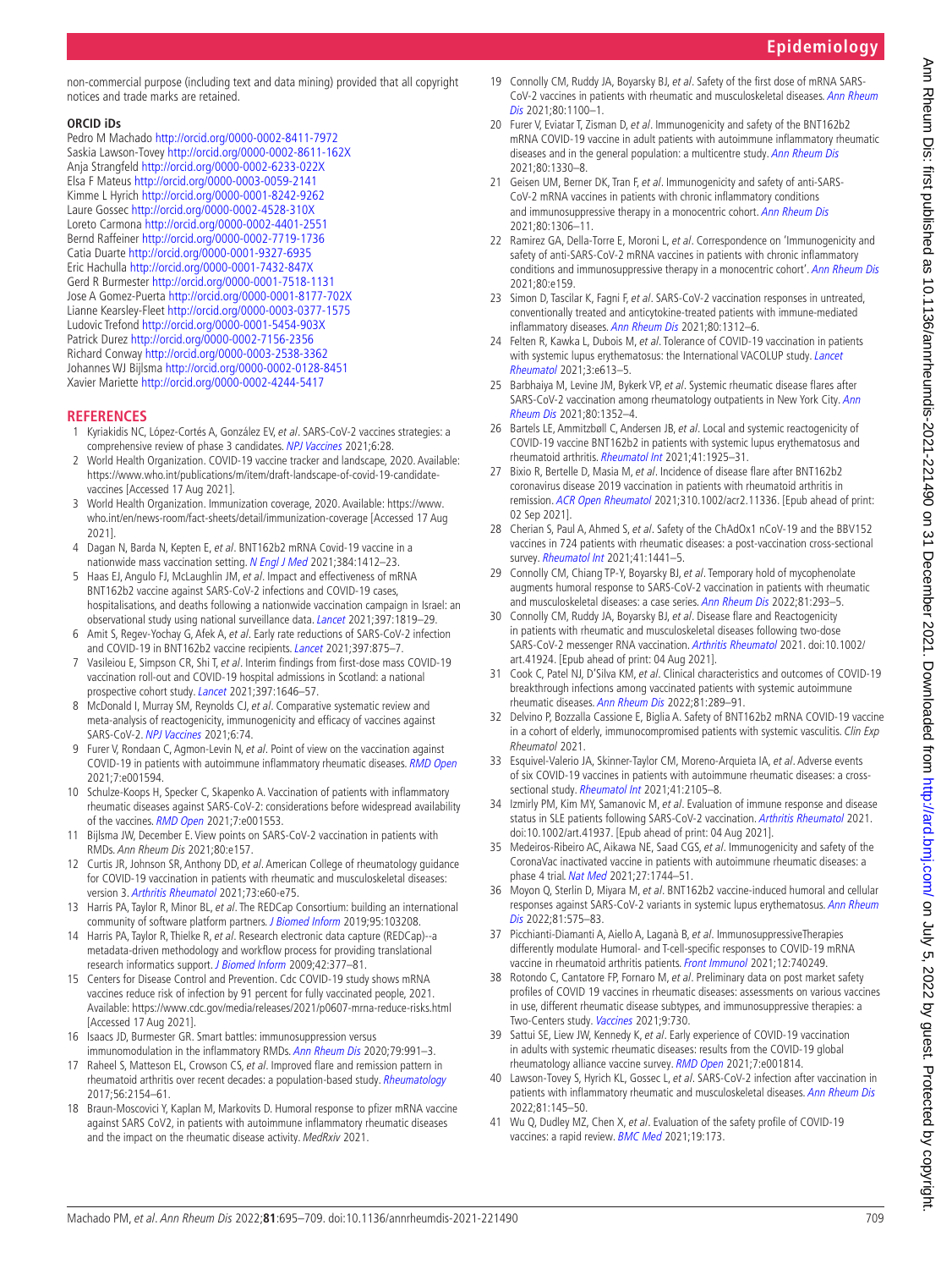non-commercial purpose (including text and data mining) provided that all copyright notices and trade marks are retained.

**ORCID iDs**

Pedro M Machado http://orcid.org/0000-0002-8411-7972
Saskia Lawson-Tovey http://orcid.org/0000-0002-8611-162X
Anja Strangfeld http://orcid.org/0000-0002-6233-022X
Elsa F Mateus http://orcid.org/0000-0003-0059-2141
Kimme L Hyrich http://orcid.org/0000-0001-8242-9262
Laure Gossec http://orcid.org/0000-0002-4528-310X
Loreto Carmona http://orcid.org/0000-0002-4401-2551
Bernd Raffeiner http://orcid.org/0000-0002-7719-1736
Catia Duarte http://orcid.org/0000-0001-9327-6935
Eric Hachulla http://orcid.org/0000-0001-7432-847X
Gerd R Burmester http://orcid.org/0000-0001-7518-1131
Jose A Gomez-Puerta http://orcid.org/0000-0001-8177-702X
Lianne Kearsley-Fleet http://orcid.org/0000-0003-0377-1575
Ludovic Trefond http://orcid.org/0000-0001-5454-903X
Patrick Durez http://orcid.org/0000-0002-7156-2356
Richard Conway http://orcid.org/0000-0003-2538-3362
Johannes WJ Bijlsma http://orcid.org/0000-0002-0128-8451
Xavier Mariette http://orcid.org/0000-0002-4244-5417

## REFERENCES

1. Kyriakidis NC, López-Cortés A, González EV, *et al*. SARS-CoV-2 vaccines strategies: a comprehensive review of phase 3 candidates. *NPJ Vaccines* 2021;6:28.
2. World Health Organization. COVID-19 vaccine tracker and landscape, 2020. Available: https://www.who.int/publications/m/item/draft-landscape-of-covid-19-candidate-vaccines [Accessed 17 Aug 2021].
3. World Health Organization. Immunization coverage, 2020. Available: https://www.who.int/en/news-room/fact-sheets/detail/immunization-coverage [Accessed 17 Aug 2021].
4. Dagan N, Barda N, Kepten E, *et al*. BNT162b2 mRNA Covid-19 vaccine in a nationwide mass vaccination setting. *N Engl J Med* 2021;384:1412–23.
5. Haas EJ, Angulo FJ, McLaughlin JM, *et al*. Impact and effectiveness of mRNA BNT162b2 vaccine against SARS-CoV-2 infections and COVID-19 cases, hospitalisations, and deaths following a nationwide vaccination campaign in Israel: an observational study using national surveillance data. *Lancet* 2021;397:1819–29.
6. Amit S, Regev-Yochay G, Afek A, *et al*. Early rate reductions of SARS-CoV-2 infection and COVID-19 in BNT162b2 vaccine recipients. *Lancet* 2021;397:875–7.
7. Vasileiou E, Simpson CR, Shi T, *et al*. Interim findings from first-dose mass COVID-19 vaccination roll-out and COVID-19 hospital admissions in Scotland: a national prospective cohort study. *Lancet* 2021;397:1646–57.
8. McDonald I, Murray SM, Reynolds CJ, *et al*. Comparative systematic review and meta-analysis of reactogenicity, immunogenicity and efficacy of vaccines against SARS-CoV-2. *NPJ Vaccines* 2021;6:74.
9. Furer V, Rondaan C, Agmon-Levin N, *et al*. Point of view on the vaccination against COVID-19 in patients with autoimmune inflammatory rheumatic diseases. *RMD Open* 2021;7:e001594.
10. Schulze-Koops H, Specker C, Skapenko A. Vaccination of patients with inflammatory rheumatic diseases against SARS-CoV-2: considerations before widespread availability of the vaccines. *RMD Open* 2021;7:e001553.
11. Bijlsma JW, December E. View points on SARS-CoV-2 vaccination in patients with RMDs. *Ann Rheum Dis* 2021;80:e157.
12. Curtis JR, Johnson SR, Anthony DD, *et al*. American College of rheumatology guidance for COVID-19 vaccination in patients with rheumatic and musculoskeletal diseases: version 3. *Arthritis Rheumatol* 2021;73:e60-e75.
13. Harris PA, Taylor R, Minor BL, *et al*. The REDCap Consortium: building an international community of software platform partners. *J Biomed Inform* 2019;95:103208.
14. Harris PA, Taylor R, Thielke R, *et al*. Research electronic data capture (REDCap)--a metadata-driven methodology and workflow process for providing translational research informatics support. *J Biomed Inform* 2009;42:377–81.
15. Centers for Disease Control and Prevention. Cdc COVID-19 study shows mRNA vaccines reduce risk of infection by 91 percent for fully vaccinated people, 2021. Available: https://www.cdc.gov/media/releases/2021/p0607-mrna-reduce-risks.html [Accessed 17 Aug 2021].
16. Isaacs JD, Burmester GR. Smart battles: immunosuppression versus immunomodulation in the inflammatory RMDs. *Ann Rheum Dis* 2020;79:991–3.
17. Raheel S, Matteson EL, Crowson CS, *et al*. Improved flare and remission pattern in rheumatoid arthritis over recent decades: a population-based study. *Rheumatology* 2017;56:2154–61.
18. Braun-Moscovici Y, Kaplan M, Markovits D. Humoral response to pfizer mRNA vaccine against SARS CoV2, in patients with autoimmune inflammatory rheumatic diseases and the impact on the rheumatic disease activity. *MedRxiv* 2021.
19. Connolly CM, Ruddy JA, Boyarsky BJ, *et al*. Safety of the first dose of mRNA SARS-CoV-2 vaccines in patients with rheumatic and musculoskeletal diseases. *Ann Rheum Dis* 2021;80:1100–1.
20. Furer V, Eviatar T, Zisman D, *et al*. Immunogenicity and safety of the BNT162b2 mRNA COVID-19 vaccine in adult patients with autoimmune inflammatory rheumatic diseases and in the general population: a multicentre study. *Ann Rheum Dis* 2021;80:1330–8.
21. Geisen UM, Berner DK, Tran F, *et al*. Immunogenicity and safety of anti-SARS-CoV-2 mRNA vaccines in patients with chronic inflammatory conditions and immunosuppressive therapy in a monocentric cohort. *Ann Rheum Dis* 2021;80:1306–11.
22. Ramirez GA, Della-Torre E, Moroni L, *et al*. Correspondence on 'Immunogenicity and safety of anti-SARS-CoV-2 mRNA vaccines in patients with chronic inflammatory conditions and immunosuppressive therapy in a monocentric cohort'. *Ann Rheum Dis* 2021;80:e159.
23. Simon D, Tascilar K, Fagni F, *et al*. SARS-CoV-2 vaccination responses in untreated, conventionally treated and anticytokine-treated patients with immune-mediated inflammatory diseases. *Ann Rheum Dis* 2021;80:1312–6.
24. Felten R, Kawka L, Dubois M, *et al*. Tolerance of COVID-19 vaccination in patients with systemic lupus erythematosus: the International VACOLUP study. *Lancet Rheumatol* 2021;3:e613–5.
25. Barbhaiya M, Levine JM, Bykerk VP, *et al*. Systemic rheumatic disease flares after SARS-CoV-2 vaccination among rheumatology outpatients in New York City. *Ann Rheum Dis* 2021;80:1352–4.
26. Bartels LE, Ammitzbøll C, Andersen JB, *et al*. Local and systemic reactogenicity of COVID-19 vaccine BNT162b2 in patients with systemic lupus erythematosus and rheumatoid arthritis. *Rheumatol Int* 2021;41:1925–31.
27. Bixio R, Bertelle D, Masia M, *et al*. Incidence of disease flare after BNT162b2 coronavirus disease 2019 vaccination in patients with rheumatoid arthritis in remission. *ACR Open Rheumatol* 2021;310.1002/acr2.11336. [Epub ahead of print: 02 Sep 2021].
28. Cherian S, Paul A, Ahmed S, *et al*. Safety of the ChAdOx1 nCoV-19 and the BBV152 vaccines in 724 patients with rheumatic diseases: a post-vaccination cross-sectional survey. *Rheumatol Int* 2021;41:1441–5.
29. Connolly CM, Chiang TP-Y, Boyarsky BJ, *et al*. Temporary hold of mycophenolate augments humoral response to SARS-CoV-2 vaccination in patients with rheumatic and musculoskeletal diseases: a case series. *Ann Rheum Dis* 2022;81:293–5.
30. Connolly CM, Ruddy JA, Boyarsky BJ, *et al*. Disease flare and Reactogenicity in patients with rheumatic and musculoskeletal diseases following two-dose SARS-CoV-2 messenger RNA vaccination. *Arthritis Rheumatol* 2021. doi:10.1002/art.41924. [Epub ahead of print: 04 Aug 2021].
31. Cook C, Patel NJ, D'Silva KM, *et al*. Clinical characteristics and outcomes of COVID-19 breakthrough infections among vaccinated patients with systemic autoimmune rheumatic diseases. *Ann Rheum Dis* 2022;81:289–91.
32. Delvino P, Bozzalla Cassione E, Biglia A. Safety of BNT162b2 mRNA COVID-19 vaccine in a cohort of elderly, immunocompromised patients with systemic vasculitis. *Clin Exp Rheumatol* 2021.
33. Esquivel-Valerio JA, Skinner-Taylor CM, Moreno-Arquieta IA, *et al*. Adverse events of six COVID-19 vaccines in patients with autoimmune rheumatic diseases: a cross-sectional study. *Rheumatol Int* 2021;41:2105–8.
34. Izmirly PM, Kim MY, Samanovic M, *et al*. Evaluation of immune response and disease status in SLE patients following SARS-CoV-2 vaccination. *Arthritis Rheumatol* 2021. doi:10.1002/art.41937. [Epub ahead of print: 04 Aug 2021].
35. Medeiros-Ribeiro AC, Aikawa NE, Saad CGS, *et al*. Immunogenicity and safety of the CoronaVac inactivated vaccine in patients with autoimmune rheumatic diseases: a phase 4 trial. *Nat Med* 2021;27:1744–51.
36. Moyon Q, Sterlin D, Miyara M, *et al*. BNT162b2 vaccine-induced humoral and cellular responses against SARS-CoV-2 variants in systemic lupus erythematosus. *Ann Rheum Dis* 2022;81:575–83.
37. Picchianti-Diamanti A, Aiello A, Laganà B, *et al*. ImmunosuppressiveTherapies differently modulate Humoral- and T-cell-specific responses to COVID-19 mRNA vaccine in rheumatoid arthritis patients. *Front Immunol* 2021;12:740249.
38. Rotondo C, Cantatore FP, Fornaro M, *et al*. Preliminary data on post market safety profiles of COVID 19 vaccines in rheumatic diseases: assessments on various vaccines in use, different rheumatic disease subtypes, and immunosuppressive therapies: a Two-Centers study. *Vaccines* 2021;9:730.
39. Sattui SE, Liew JW, Kennedy K, *et al*. Early experience of COVID-19 vaccination in adults with systemic rheumatic diseases: results from the COVID-19 global rheumatology alliance vaccine survey. *RMD Open* 2021;7:e001814.
40. Lawson-Tovey S, Hyrich KL, Gossec L, *et al*. SARS-CoV-2 infection after vaccination in patients with inflammatory rheumatic and musculoskeletal diseases. *Ann Rheum Dis* 2022;81:145–50.
41. Wu Q, Dudley MZ, Chen X, *et al*. Evaluation of the safety profile of COVID-19 vaccines: a rapid review. *BMC Med* 2021;19:173.